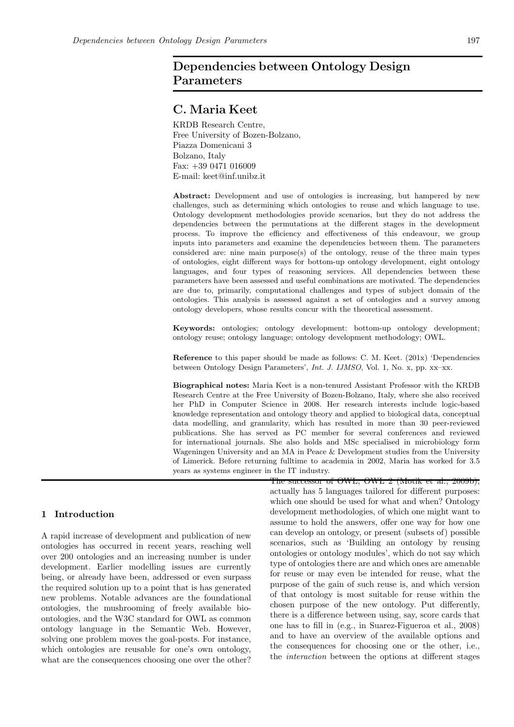# Dependencies between Ontology Design Parameters

## C. Maria Keet

KRDB Research Centre,
Free University of Bozen-Bolzano,
Piazza Domenicani 3
Bolzano, Italy
Fax: +39 0471 016009
E-mail: keet@inf.unibz.it

**Abstract:** Development and use of ontologies is increasing, but hampered by new challenges, such as determining which ontologies to reuse and which language to use. Ontology development methodologies provide scenarios, but they do not address the dependencies between the permutations at the different stages in the development process. To improve the efficiency and effectiveness of this endeavour, we group inputs into parameters and examine the dependencies between them. The parameters considered are: nine main purpose(s) of the ontology, reuse of the three main types of ontologies, eight different ways for bottom-up ontology development, eight ontology languages, and four types of reasoning services. All dependencies between these parameters have been assessed and useful combinations are motivated. The dependencies are due to, primarily, computational challenges and types of subject domain of the ontologies. This analysis is assessed against a set of ontologies and a survey among ontology developers, whose results concur with the theoretical assessment.

**Keywords:** ontologies; ontology development: bottom-up ontology development; ontology reuse; ontology language; ontology development methodology; OWL.

**Reference** to this paper should be made as follows: C. M. Keet. (201x) 'Dependencies between Ontology Design Parameters', *Int. J. IJMSO*, Vol. 1, No. x, pp. xx–xx.

**Biographical notes:** Maria Keet is a non-tenured Assistant Professor with the KRDB Research Centre at the Free University of Bozen-Bolzano, Italy, where she also received her PhD in Computer Science in 2008. Her research interests include logic-based knowledge representation and ontology theory and applied to biological data, conceptual data modelling, and granularity, which has resulted in more than 30 peer-reviewed publications. She has served as PC member for several conferences and reviewed for international journals. She also holds and MSc specialised in microbiology form Wageningen University and an MA in Peace & Development studies from the University of Limerick. Before returning fulltime to academia in 2002, Maria has worked for 3.5 years as systems engineer in the IT industry.

## 1 Introduction

A rapid increase of development and publication of new ontologies has occurred in recent years, reaching well over 200 ontologies and an increasing number is under development. Earlier modelling issues are currently being, or already have been, addressed or even surpass the required solution up to a point that is has generated new problems. Notable advances are the foundational ontologies, the mushrooming of freely available bio-ontologies, and the W3C standard for OWL as common ontology language in the Semantic Web. However, solving one problem moves the goal-posts. For instance, which ontologies are reusable for one's own ontology, what are the consequences choosing one over the other? The successor of OWL, OWL 2 (Motik et al., 2009b), actually has 5 languages tailored for different purposes: which one should be used for what and when? Ontology development methodologies, of which one might want to assume to hold the answers, offer one way for how one can develop an ontology, or present (subsets of) possible scenarios, such as 'Building an ontology by reusing ontologies or ontology modules', which do not say which type of ontologies there are and which ones are amenable for reuse or may even be intended for reuse, what the purpose of the gain of such reuse is, and which version of that ontology is most suitable for reuse within the chosen purpose of the new ontology. Put differently, there is a difference between using, say, score cards that one has to fill in (e.g., in Suarez-Figueroa et al., 2008) and to have an overview of the available options and the consequences for choosing one or the other, i.e., the *interaction* between the options at different stages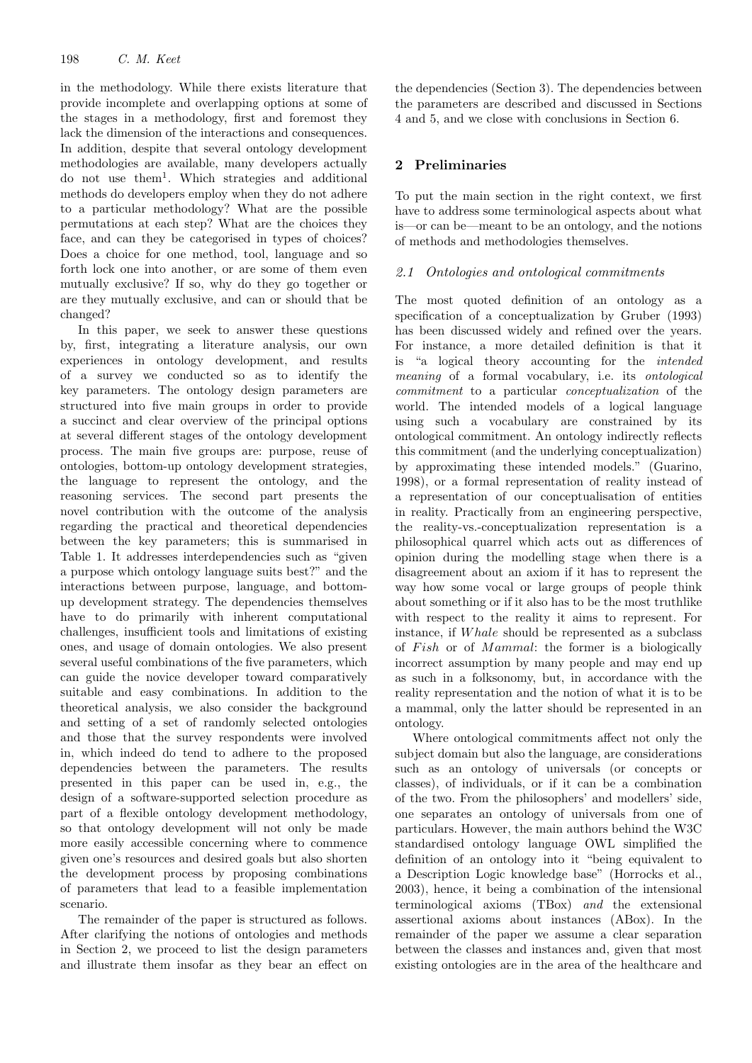in the methodology. While there exists literature that provide incomplete and overlapping options at some of the stages in a methodology, first and foremost they lack the dimension of the interactions and consequences. In addition, despite that several ontology development methodologies are available, many developers actually do not use them[1]. Which strategies and additional methods do developers employ when they do not adhere to a particular methodology? What are the possible permutations at each step? What are the choices they face, and can they be categorised in types of choices? Does a choice for one method, tool, language and so forth lock one into another, or are some of them even mutually exclusive? If so, why do they go together or are they mutually exclusive, and can or should that be changed?

In this paper, we seek to answer these questions by, first, integrating a literature analysis, our own experiences in ontology development, and results of a survey we conducted so as to identify the key parameters. The ontology design parameters are structured into five main groups in order to provide a succinct and clear overview of the principal options at several different stages of the ontology development process. The main five groups are: purpose, reuse of ontologies, bottom-up ontology development strategies, the language to represent the ontology, and the reasoning services. The second part presents the novel contribution with the outcome of the analysis regarding the practical and theoretical dependencies between the key parameters; this is summarised in Table 1. It addresses interdependencies such as "given a purpose which ontology language suits best?" and the interactions between purpose, language, and bottom-up development strategy. The dependencies themselves have to do primarily with inherent computational challenges, insufficient tools and limitations of existing ones, and usage of domain ontologies. We also present several useful combinations of the five parameters, which can guide the novice developer toward comparatively suitable and easy combinations. In addition to the theoretical analysis, we also consider the background and setting of a set of randomly selected ontologies and those that the survey respondents were involved in, which indeed do tend to adhere to the proposed dependencies between the parameters. The results presented in this paper can be used in, e.g., the design of a software-supported selection procedure as part of a flexible ontology development methodology, so that ontology development will not only be made more easily accessible concerning where to commence given one's resources and desired goals but also shorten the development process by proposing combinations of parameters that lead to a feasible implementation scenario.

The remainder of the paper is structured as follows. After clarifying the notions of ontologies and methods in Section 2, we proceed to list the design parameters and illustrate them insofar as they bear an effect on the dependencies (Section 3). The dependencies between the parameters are described and discussed in Sections 4 and 5, and we close with conclusions in Section 6.

## 2 Preliminaries

To put the main section in the right context, we first have to address some terminological aspects about what is—or can be—meant to be an ontology, and the notions of methods and methodologies themselves.

### 2.1 Ontologies and ontological commitments

The most quoted definition of an ontology as a specification of a conceptualization by Gruber (1993) has been discussed widely and refined over the years. For instance, a more detailed definition is that it is "a logical theory accounting for the *intended meaning* of a formal vocabulary, i.e. its *ontological commitment* to a particular *conceptualization* of the world. The intended models of a logical language using such a vocabulary are constrained by its ontological commitment. An ontology indirectly reflects this commitment (and the underlying conceptualization) by approximating these intended models." (Guarino, 1998), or a formal representation of reality instead of a representation of our conceptualisation of entities in reality. Practically from an engineering perspective, the reality-vs.-conceptualization representation is a philosophical quarrel which acts out as differences of opinion during the modelling stage when there is a disagreement about an axiom if it has to represent the way how some vocal or large groups of people think about something or if it also has to be the most truthlike with respect to the reality it aims to represent. For instance, if $Whale$ should be represented as a subclass of $Fish$ or of $Mammal$: the former is a biologically incorrect assumption by many people and may end up as such in a folksonomy, but, in accordance with the reality representation and the notion of what it is to be a mammal, only the latter should be represented in an ontology.

Where ontological commitments affect not only the subject domain but also the language, are considerations such as an ontology of universals (or concepts or classes), of individuals, or if it can be a combination of the two. From the philosophers' and modellers' side, one separates an ontology of universals from one of particulars. However, the main authors behind the W3C standardised ontology language OWL simplified the definition of an ontology into it "being equivalent to a Description Logic knowledge base" (Horrocks et al., 2003), hence, it being a combination of the intensional terminological axioms (TBox) *and* the extensional assertional axioms about instances (ABox). In the remainder of the paper we assume a clear separation between the classes and instances and, given that most existing ontologies are in the area of the healthcare and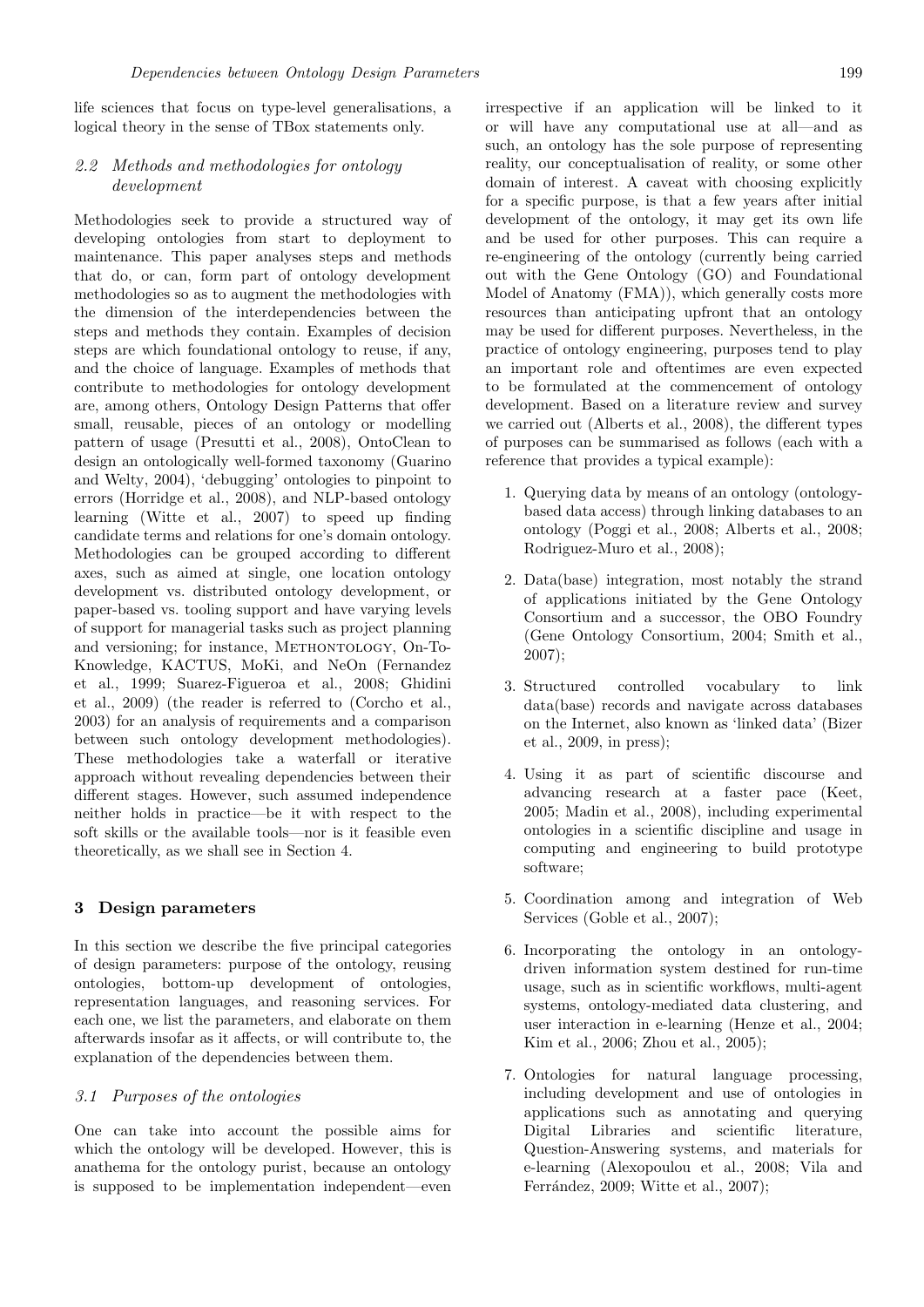life sciences that focus on type-level generalisations, a logical theory in the sense of TBox statements only.

### 2.2 Methods and methodologies for ontology development

Methodologies seek to provide a structured way of developing ontologies from start to deployment to maintenance. This paper analyses steps and methods that do, or can, form part of ontology development methodologies so as to augment the methodologies with the dimension of the interdependencies between the steps and methods they contain. Examples of decision steps are which foundational ontology to reuse, if any, and the choice of language. Examples of methods that contribute to methodologies for ontology development are, among others, Ontology Design Patterns that offer small, reusable, pieces of an ontology or modelling pattern of usage (Presutti et al., 2008), OntoClean to design an ontologically well-formed taxonomy (Guarino and Welty, 2004), 'debugging' ontologies to pinpoint to errors (Horridge et al., 2008), and NLP-based ontology learning (Witte et al., 2007) to speed up finding candidate terms and relations for one's domain ontology. Methodologies can be grouped according to different axes, such as aimed at single, one location ontology development vs. distributed ontology development, or paper-based vs. tooling support and have varying levels of support for managerial tasks such as project planning and versioning; for instance, METHONTOLOGY, On-To-Knowledge, KACTUS, MoKi, and NeOn (Fernandez et al., 1999; Suarez-Figueroa et al., 2008; Ghidini et al., 2009) (the reader is referred to (Corcho et al., 2003) for an analysis of requirements and a comparison between such ontology development methodologies). These methodologies take a waterfall or iterative approach without revealing dependencies between their different stages. However, such assumed independence neither holds in practice—be it with respect to the soft skills or the available tools—nor is it feasible even theoretically, as we shall see in Section 4.

## 3 Design parameters

In this section we describe the five principal categories of design parameters: purpose of the ontology, reusing ontologies, bottom-up development of ontologies, representation languages, and reasoning services. For each one, we list the parameters, and elaborate on them afterwards insofar as it affects, or will contribute to, the explanation of the dependencies between them.

### 3.1 Purposes of the ontologies

One can take into account the possible aims for which the ontology will be developed. However, this is anathema for the ontology purist, because an ontology is supposed to be implementation independent—even irrespective if an application will be linked to it or will have any computational use at all—and as such, an ontology has the sole purpose of representing reality, our conceptualisation of reality, or some other domain of interest. A caveat with choosing explicitly for a specific purpose, is that a few years after initial development of the ontology, it may get its own life and be used for other purposes. This can require a re-engineering of the ontology (currently being carried out with the Gene Ontology (GO) and Foundational Model of Anatomy (FMA)), which generally costs more resources than anticipating upfront that an ontology may be used for different purposes. Nevertheless, in the practice of ontology engineering, purposes tend to play an important role and oftentimes are even expected to be formulated at the commencement of ontology development. Based on a literature review and survey we carried out (Alberts et al., 2008), the different types of purposes can be summarised as follows (each with a reference that provides a typical example):

1. Querying data by means of an ontology (ontology-based data access) through linking databases to an ontology (Poggi et al., 2008; Alberts et al., 2008; Rodriguez-Muro et al., 2008);
2. Data(base) integration, most notably the strand of applications initiated by the Gene Ontology Consortium and a successor, the OBO Foundry (Gene Ontology Consortium, 2004; Smith et al., 2007);
3. Structured controlled vocabulary to link data(base) records and navigate across databases on the Internet, also known as 'linked data' (Bizer et al., 2009, in press);
4. Using it as part of scientific discourse and advancing research at a faster pace (Keet, 2005; Madin et al., 2008), including experimental ontologies in a scientific discipline and usage in computing and engineering to build prototype software;
5. Coordination among and integration of Web Services (Goble et al., 2007);
6. Incorporating the ontology in an ontology-driven information system destined for run-time usage, such as in scientific workflows, multi-agent systems, ontology-mediated data clustering, and user interaction in e-learning (Henze et al., 2004; Kim et al., 2006; Zhou et al., 2005);
7. Ontologies for natural language processing, including development and use of ontologies in applications such as annotating and querying Digital Libraries and scientific literature, Question-Answering systems, and materials for e-learning (Alexopoulou et al., 2008; Vila and Ferrández, 2009; Witte et al., 2007);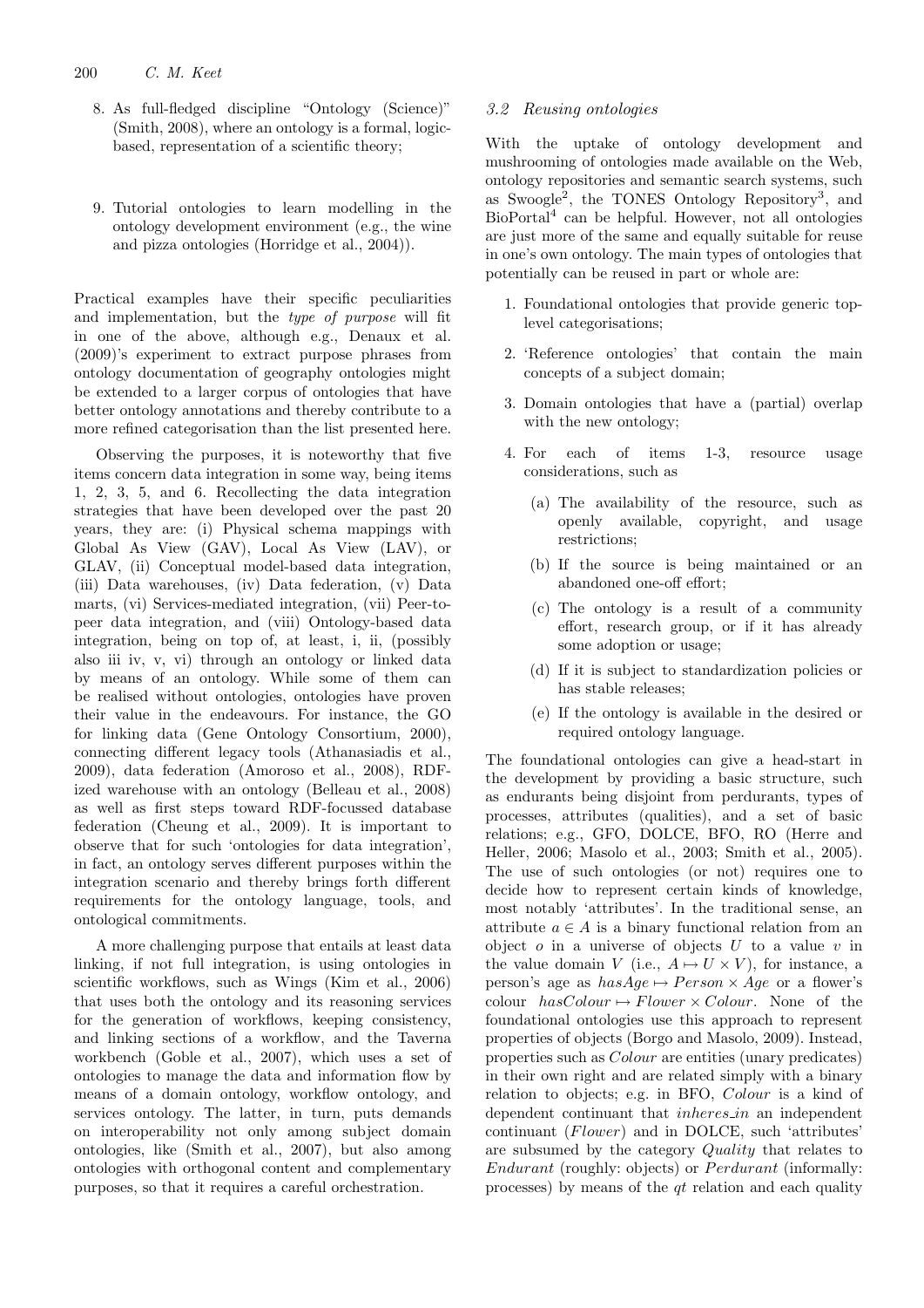8. As full-fledged discipline "Ontology (Science)" (Smith, 2008), where an ontology is a formal, logic-based, representation of a scientific theory;

9. Tutorial ontologies to learn modelling in the ontology development environment (e.g., the wine and pizza ontologies (Horridge et al., 2004)).

Practical examples have their specific peculiarities and implementation, but the *type of purpose* will fit in one of the above, although e.g., Denaux et al. (2009)'s experiment to extract purpose phrases from ontology documentation of geography ontologies might be extended to a larger corpus of ontologies that have better ontology annotations and thereby contribute to a more refined categorisation than the list presented here.

Observing the purposes, it is noteworthy that five items concern data integration in some way, being items 1, 2, 3, 5, and 6. Recollecting the data integration strategies that have been developed over the past 20 years, they are: (i) Physical schema mappings with Global As View (GAV), Local As View (LAV), or GLAV, (ii) Conceptual model-based data integration, (iii) Data warehouses, (iv) Data federation, (v) Data marts, (vi) Services-mediated integration, (vii) Peer-to-peer data integration, and (viii) Ontology-based data integration, being on top of, at least, i, ii, (possibly also iii iv, v, vi) through an ontology or linked data by means of an ontology. While some of them can be realised without ontologies, ontologies have proven their value in the endeavours. For instance, the GO for linking data (Gene Ontology Consortium, 2000), connecting different legacy tools (Athanasiadis et al., 2009), data federation (Amoroso et al., 2008), RDF-ized warehouse with an ontology (Belleau et al., 2008) as well as first steps toward RDF-focussed database federation (Cheung et al., 2009). It is important to observe that for such 'ontologies for data integration', in fact, an ontology serves different purposes within the integration scenario and thereby brings forth different requirements for the ontology language, tools, and ontological commitments.

A more challenging purpose that entails at least data linking, if not full integration, is using ontologies in scientific workflows, such as Wings (Kim et al., 2006) that uses both the ontology and its reasoning services for the generation of workflows, keeping consistency, and linking sections of a workflow, and the Taverna workbench (Goble et al., 2007), which uses a set of ontologies to manage the data and information flow by means of a domain ontology, workflow ontology, and services ontology. The latter, in turn, puts demands on interoperability not only among subject domain ontologies, like (Smith et al., 2007), but also among ontologies with orthogonal content and complementary purposes, so that it requires a careful orchestration.

### *3.2 Reusing ontologies*

With the uptake of ontology development and mushrooming of ontologies made available on the Web, ontology repositories and semantic search systems, such as Swoogle[2], the TONES Ontology Repository[3], and BioPortal[4] can be helpful. However, not all ontologies are just more of the same and equally suitable for reuse in one's own ontology. The main types of ontologies that potentially can be reused in part or whole are:

1. Foundational ontologies that provide generic top-level categorisations;
2. 'Reference ontologies' that contain the main concepts of a subject domain;
3. Domain ontologies that have a (partial) overlap with the new ontology;
4. For each of items 1-3, resource usage considerations, such as
   - (a) The availability of the resource, such as openly available, copyright, and usage restrictions;
   - (b) If the source is being maintained or an abandoned one-off effort;
   - (c) The ontology is a result of a community effort, research group, or if it has already some adoption or usage;
   - (d) If it is subject to standardization policies or has stable releases;
   - (e) If the ontology is available in the desired or required ontology language.

The foundational ontologies can give a head-start in the development by providing a basic structure, such as endurants being disjoint from perdurants, types of processes, attributes (qualities), and a set of basic relations; e.g., GFO, DOLCE, BFO, RO (Herre and Heller, 2006; Masolo et al., 2003; Smith et al., 2005). The use of such ontologies (or not) requires one to decide how to represent certain kinds of knowledge, most notably 'attributes'. In the traditional sense, an attribute $a \in A$ is a binary functional relation from an object $o$ in a universe of objects $U$ to a value $v$ in the value domain $V$ (i.e., $A \mapsto U \times V$), for instance, a person's age as $hasAge \mapsto Person \times Age$ or a flower's colour $hasColour \mapsto Flower \times Colour$. None of the foundational ontologies use this approach to represent properties of objects (Borgo and Masolo, 2009). Instead, properties such as $Colour$ are entities (unary predicates) in their own right and are related simply with a binary relation to objects; e.g. in BFO, $Colour$ is a kind of dependent continuant that $inheres\_in$ an independent continuant ($Flower$) and in DOLCE, such 'attributes' are subsumed by the category $Quality$ that relates to $Endurant$ (roughly: objects) or $Perdurant$ (informally: processes) by means of the $qt$ relation and each quality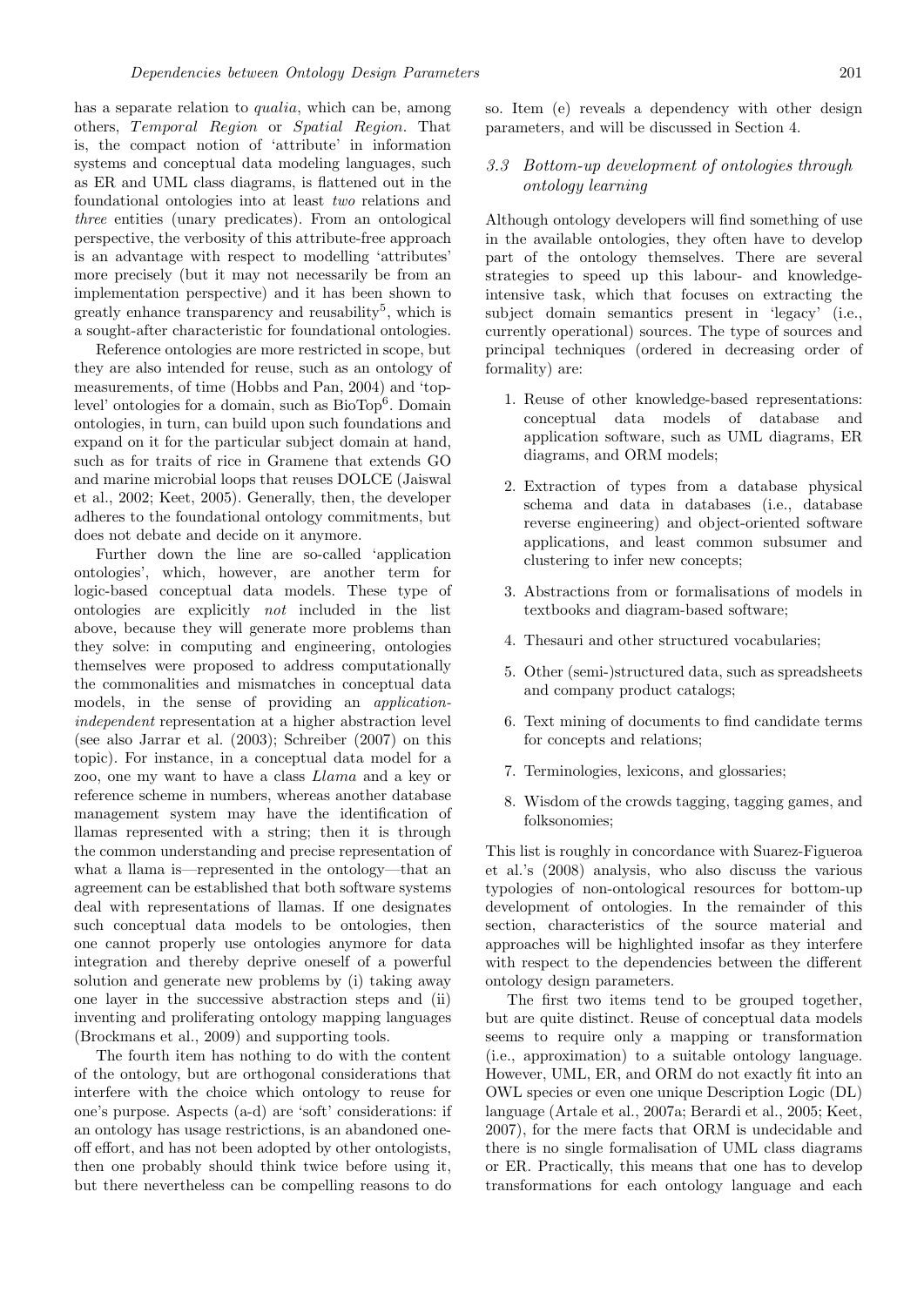has a separate relation to *qualia*, which can be, among others, *Temporal Region* or *Spatial Region*. That is, the compact notion of 'attribute' in information systems and conceptual data modeling languages, such as ER and UML class diagrams, is flattened out in the foundational ontologies into at least *two* relations and *three* entities (unary predicates). From an ontological perspective, the verbosity of this attribute-free approach is an advantage with respect to modelling 'attributes' more precisely (but it may not necessarily be from an implementation perspective) and it has been shown to greatly enhance transparency and reusability[5], which is a sought-after characteristic for foundational ontologies.

Reference ontologies are more restricted in scope, but they are also intended for reuse, such as an ontology of measurements, of time (Hobbs and Pan, 2004) and 'top-level' ontologies for a domain, such as BioTop[6]. Domain ontologies, in turn, can build upon such foundations and expand on it for the particular subject domain at hand, such as for traits of rice in Gramene that extends GO and marine microbial loops that reuses DOLCE (Jaiswal et al., 2002; Keet, 2005). Generally, then, the developer adheres to the foundational ontology commitments, but does not debate and decide on it anymore.

Further down the line are so-called 'application ontologies', which, however, are another term for logic-based conceptual data models. These type of ontologies are explicitly *not* included in the list above, because they will generate more problems than they solve: in computing and engineering, ontologies themselves were proposed to address computationally the commonalities and mismatches in conceptual data models, in the sense of providing an *application-independent* representation at a higher abstraction level (see also Jarrar et al. (2003); Schreiber (2007) on this topic). For instance, in a conceptual data model for a zoo, one my want to have a class *Llama* and a key or reference scheme in numbers, whereas another database management system may have the identification of llamas represented with a string; then it is through the common understanding and precise representation of what a llama is—represented in the ontology—that an agreement can be established that both software systems deal with representations of llamas. If one designates such conceptual data models to be ontologies, then one cannot properly use ontologies anymore for data integration and thereby deprive oneself of a powerful solution and generate new problems by (i) taking away one layer in the successive abstraction steps and (ii) inventing and proliferating ontology mapping languages (Brockmans et al., 2009) and supporting tools.

The fourth item has nothing to do with the content of the ontology, but are orthogonal considerations that interfere with the choice which ontology to reuse for one's purpose. Aspects (a-d) are 'soft' considerations: if an ontology has usage restrictions, is an abandoned one-off effort, and has not been adopted by other ontologists, then one probably should think twice before using it, but there nevertheless can be compelling reasons to do so. Item (e) reveals a dependency with other design parameters, and will be discussed in Section 4.

### 3.3 Bottom-up development of ontologies through ontology learning

Although ontology developers will find something of use in the available ontologies, they often have to develop part of the ontology themselves. There are several strategies to speed up this labour- and knowledge-intensive task, which that focuses on extracting the subject domain semantics present in 'legacy' (i.e., currently operational) sources. The type of sources and principal techniques (ordered in decreasing order of formality) are:

1. Reuse of other knowledge-based representations: conceptual data models of database and application software, such as UML diagrams, ER diagrams, and ORM models;
2. Extraction of types from a database physical schema and data in databases (i.e., database reverse engineering) and object-oriented software applications, and least common subsumer and clustering to infer new concepts;
3. Abstractions from or formalisations of models in textbooks and diagram-based software;
4. Thesauri and other structured vocabularies;
5. Other (semi-)structured data, such as spreadsheets and company product catalogs;
6. Text mining of documents to find candidate terms for concepts and relations;
7. Terminologies, lexicons, and glossaries;
8. Wisdom of the crowds tagging, tagging games, and folksonomies;

This list is roughly in concordance with Suarez-Figueroa et al.'s (2008) analysis, who also discuss the various typologies of non-ontological resources for bottom-up development of ontologies. In the remainder of this section, characteristics of the source material and approaches will be highlighted insofar as they interfere with respect to the dependencies between the different ontology design parameters.

The first two items tend to be grouped together, but are quite distinct. Reuse of conceptual data models seems to require only a mapping or transformation (i.e., approximation) to a suitable ontology language. However, UML, ER, and ORM do not exactly fit into an OWL species or even one unique Description Logic (DL) language (Artale et al., 2007a; Berardi et al., 2005; Keet, 2007), for the mere facts that ORM is undecidable and there is no single formalisation of UML class diagrams or ER. Practically, this means that one has to develop transformations for each ontology language and each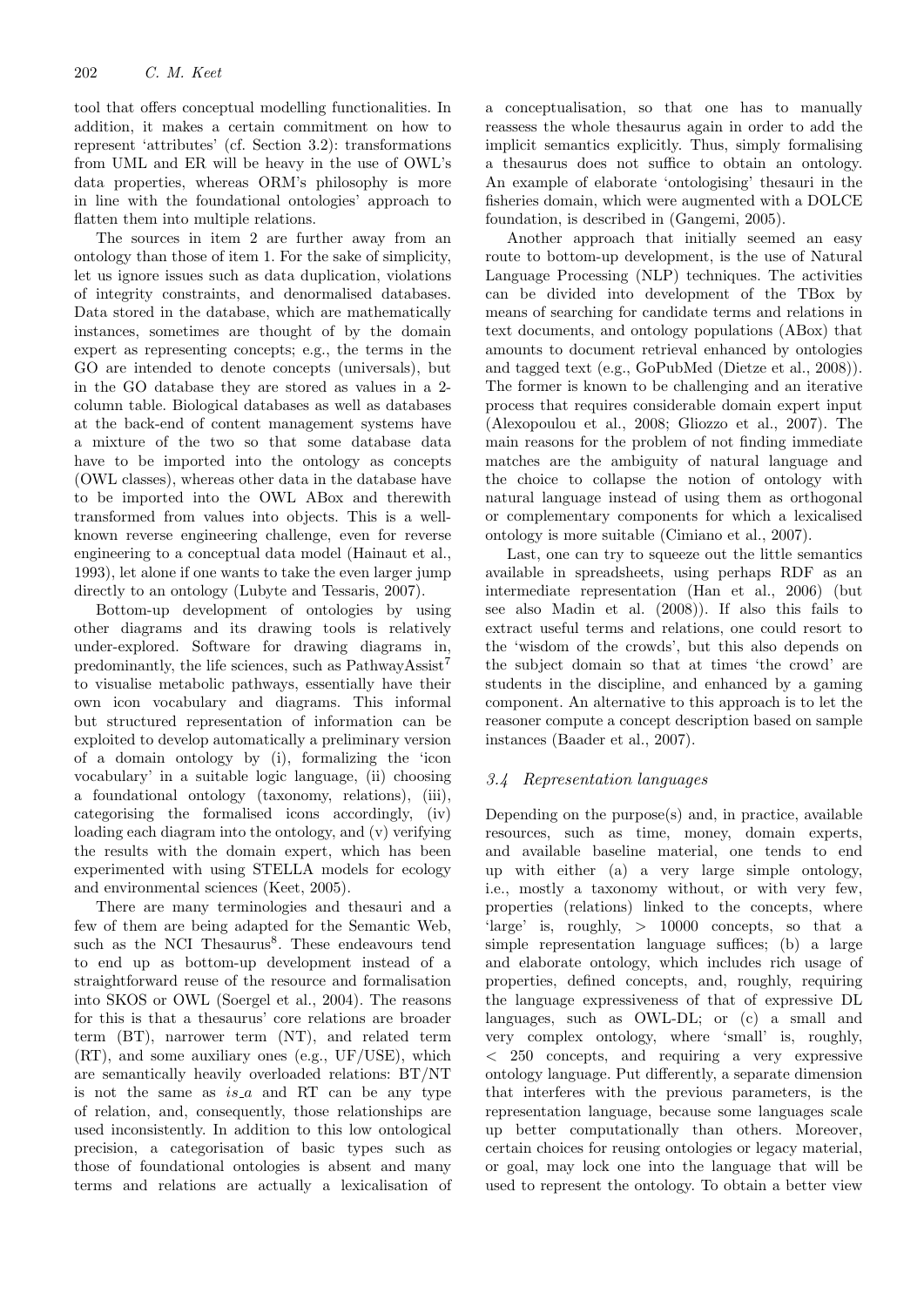tool that offers conceptual modelling functionalities. In addition, it makes a certain commitment on how to represent 'attributes' (cf. Section 3.2): transformations from UML and ER will be heavy in the use of OWL's data properties, whereas ORM's philosophy is more in line with the foundational ontologies' approach to flatten them into multiple relations.

The sources in item 2 are further away from an ontology than those of item 1. For the sake of simplicity, let us ignore issues such as data duplication, violations of integrity constraints, and denormalised databases. Data stored in the database, which are mathematically instances, sometimes are thought of by the domain expert as representing concepts; e.g., the terms in the GO are intended to denote concepts (universals), but in the GO database they are stored as values in a 2-column table. Biological databases as well as databases at the back-end of content management systems have a mixture of the two so that some database data have to be imported into the ontology as concepts (OWL classes), whereas other data in the database have to be imported into the OWL ABox and therewith transformed from values into objects. This is a well-known reverse engineering challenge, even for reverse engineering to a conceptual data model (Hainaut et al., 1993), let alone if one wants to take the even larger jump directly to an ontology (Lubyte and Tessaris, 2007).

Bottom-up development of ontologies by using other diagrams and its drawing tools is relatively under-explored. Software for drawing diagrams in, predominantly, the life sciences, such as PathwayAssist[7] to visualise metabolic pathways, essentially have their own icon vocabulary and diagrams. This informal but structured representation of information can be exploited to develop automatically a preliminary version of a domain ontology by (i), formalizing the 'icon vocabulary' in a suitable logic language, (ii) choosing a foundational ontology (taxonomy, relations), (iii), categorising the formalised icons accordingly, (iv) loading each diagram into the ontology, and (v) verifying the results with the domain expert, which has been experimented with using STELLA models for ecology and environmental sciences (Keet, 2005).

There are many terminologies and thesauri and a few of them are being adapted for the Semantic Web, such as the NCI Thesaurus[8]. These endeavours tend to end up as bottom-up development instead of a straightforward reuse of the resource and formalisation into SKOS or OWL (Soergel et al., 2004). The reasons for this is that a thesaurus' core relations are broader term (BT), narrower term (NT), and related term (RT), and some auxiliary ones (e.g., UF/USE), which are semantically heavily overloaded relations: BT/NT is not the same as *is_a* and RT can be any type of relation, and, consequently, those relationships are used inconsistently. In addition to this low ontological precision, a categorisation of basic types such as those of foundational ontologies is absent and many terms and relations are actually a lexicalisation of a conceptualisation, so that one has to manually reassess the whole thesaurus again in order to add the implicit semantics explicitly. Thus, simply formalising a thesaurus does not suffice to obtain an ontology. An example of elaborate 'ontologising' thesauri in the fisheries domain, which were augmented with a DOLCE foundation, is described in (Gangemi, 2005).

Another approach that initially seemed an easy route to bottom-up development, is the use of Natural Language Processing (NLP) techniques. The activities can be divided into development of the TBox by means of searching for candidate terms and relations in text documents, and ontology populations (ABox) that amounts to document retrieval enhanced by ontologies and tagged text (e.g., GoPubMed (Dietze et al., 2008)). The former is known to be challenging and an iterative process that requires considerable domain expert input (Alexopoulou et al., 2008; Gliozzo et al., 2007). The main reasons for the problem of not finding immediate matches are the ambiguity of natural language and the choice to collapse the notion of ontology with natural language instead of using them as orthogonal or complementary components for which a lexicalised ontology is more suitable (Cimiano et al., 2007).

Last, one can try to squeeze out the little semantics available in spreadsheets, using perhaps RDF as an intermediate representation (Han et al., 2006) (but see also Madin et al. (2008)). If also this fails to extract useful terms and relations, one could resort to the 'wisdom of the crowds', but this also depends on the subject domain so that at times 'the crowd' are students in the discipline, and enhanced by a gaming component. An alternative to this approach is to let the reasoner compute a concept description based on sample instances (Baader et al., 2007).

### *3.4 Representation languages*

Depending on the purpose(s) and, in practice, available resources, such as time, money, domain experts, and available baseline material, one tends to end up with either (a) a very large simple ontology, i.e., mostly a taxonomy without, or with very few, properties (relations) linked to the concepts, where 'large' is, roughly, $> 10000$ concepts, so that a simple representation language suffices; (b) a large and elaborate ontology, which includes rich usage of properties, defined concepts, and, roughly, requiring the language expressiveness of that of expressive DL languages, such as OWL-DL; or (c) a small and very complex ontology, where 'small' is, roughly, $< 250$ concepts, and requiring a very expressive ontology language. Put differently, a separate dimension that interferes with the previous parameters, is the representation language, because some languages scale up better computationally than others. Moreover, certain choices for reusing ontologies or legacy material, or goal, may lock one into the language that will be used to represent the ontology. To obtain a better view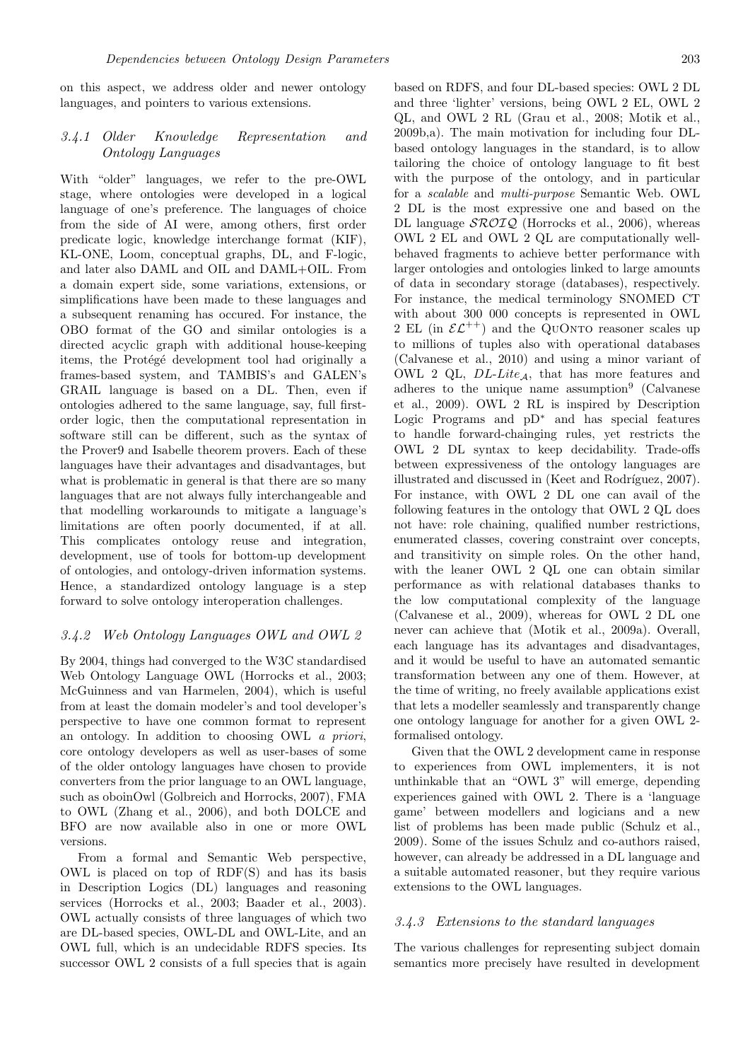on this aspect, we address older and newer ontology languages, and pointers to various extensions.

### *3.4.1 Older Knowledge Representation and Ontology Languages*

With "older" languages, we refer to the pre-OWL stage, where ontologies were developed in a logical language of one's preference. The languages of choice from the side of AI were, among others, first order predicate logic, knowledge interchange format (KIF), KL-ONE, Loom, conceptual graphs, DL, and F-logic, and later also DAML and OIL and DAML+OIL. From a domain expert side, some variations, extensions, or simplifications have been made to these languages and a subsequent renaming has occured. For instance, the OBO format of the GO and similar ontologies is a directed acyclic graph with additional house-keeping items, the Protégé development tool had originally a frames-based system, and TAMBIS's and GALEN's GRAIL language is based on a DL. Then, even if ontologies adhered to the same language, say, full first-order logic, then the computational representation in software still can be different, such as the syntax of the Prover9 and Isabelle theorem provers. Each of these languages have their advantages and disadvantages, but what is problematic in general is that there are so many languages that are not always fully interchangeable and that modelling workarounds to mitigate a language's limitations are often poorly documented, if at all. This complicates ontology reuse and integration, development, use of tools for bottom-up development of ontologies, and ontology-driven information systems. Hence, a standardized ontology language is a step forward to solve ontology interoperation challenges.

### *3.4.2 Web Ontology Languages OWL and OWL 2*

By 2004, things had converged to the W3C standardised Web Ontology Language OWL (Horrocks et al., 2003; McGuinness and van Harmelen, 2004), which is useful from at least the domain modeler's and tool developer's perspective to have one common format to represent an ontology. In addition to choosing OWL *a priori*, core ontology developers as well as user-bases of some of the older ontology languages have chosen to provide converters from the prior language to an OWL language, such as oboinOwl (Golbreich and Horrocks, 2007), FMA to OWL (Zhang et al., 2006), and both DOLCE and BFO are now available also in one or more OWL versions.

From a formal and Semantic Web perspective, OWL is placed on top of RDF(S) and has its basis in Description Logics (DL) languages and reasoning services (Horrocks et al., 2003; Baader et al., 2003). OWL actually consists of three languages of which two are DL-based species, OWL-DL and OWL-Lite, and an OWL full, which is an undecidable RDFS species. Its successor OWL 2 consists of a full species that is again based on RDFS, and four DL-based species: OWL 2 DL and three 'lighter' versions, being OWL 2 EL, OWL 2 QL, and OWL 2 RL (Grau et al., 2008; Motik et al., 2009b,a). The main motivation for including four DL-based ontology languages in the standard, is to allow tailoring the choice of ontology language to fit best with the purpose of the ontology, and in particular for a *scalable* and *multi-purpose* Semantic Web. OWL 2 DL is the most expressive one and based on the DL language $\mathcal{SROIQ}$ (Horrocks et al., 2006), whereas OWL 2 EL and OWL 2 QL are computationally well-behaved fragments to achieve better performance with larger ontologies and ontologies linked to large amounts of data in secondary storage (databases), respectively. For instance, the medical terminology SNOMED CT with about 300 000 concepts is represented in OWL 2 EL (in $\mathcal{EL}^{++}$) and the QuOnto reasoner scales up to millions of tuples also with operational databases (Calvanese et al., 2010) and using a minor variant of OWL 2 QL, $DL\text{-}Lite_{\mathcal{A}}$, that has more features and adheres to the unique name assumption[9] (Calvanese et al., 2009). OWL 2 RL is inspired by Description Logic Programs and pD* and has special features to handle forward-chainging rules, yet restricts the OWL 2 DL syntax to keep decidability. Trade-offs between expressiveness of the ontology languages are illustrated and discussed in (Keet and Rodríguez, 2007). For instance, with OWL 2 DL one can avail of the following features in the ontology that OWL 2 QL does not have: role chaining, qualified number restrictions, enumerated classes, covering constraint over concepts, and transitivity on simple roles. On the other hand, with the leaner OWL 2 QL one can obtain similar performance as with relational databases thanks to the low computational complexity of the language (Calvanese et al., 2009), whereas for OWL 2 DL one never can achieve that (Motik et al., 2009a). Overall, each language has its advantages and disadvantages, and it would be useful to have an automated semantic transformation between any one of them. However, at the time of writing, no freely available applications exist that lets a modeller seamlessly and transparently change one ontology language for another for a given OWL 2-formalised ontology.

Given that the OWL 2 development came in response to experiences from OWL implementers, it is not unthinkable that an "OWL 3" will emerge, depending experiences gained with OWL 2. There is a 'language game' between modellers and logicians and a new list of problems has been made public (Schulz et al., 2009). Some of the issues Schulz and co-authors raised, however, can already be addressed in a DL language and a suitable automated reasoner, but they require various extensions to the OWL languages.

### *3.4.3 Extensions to the standard languages*

The various challenges for representing subject domain semantics more precisely have resulted in development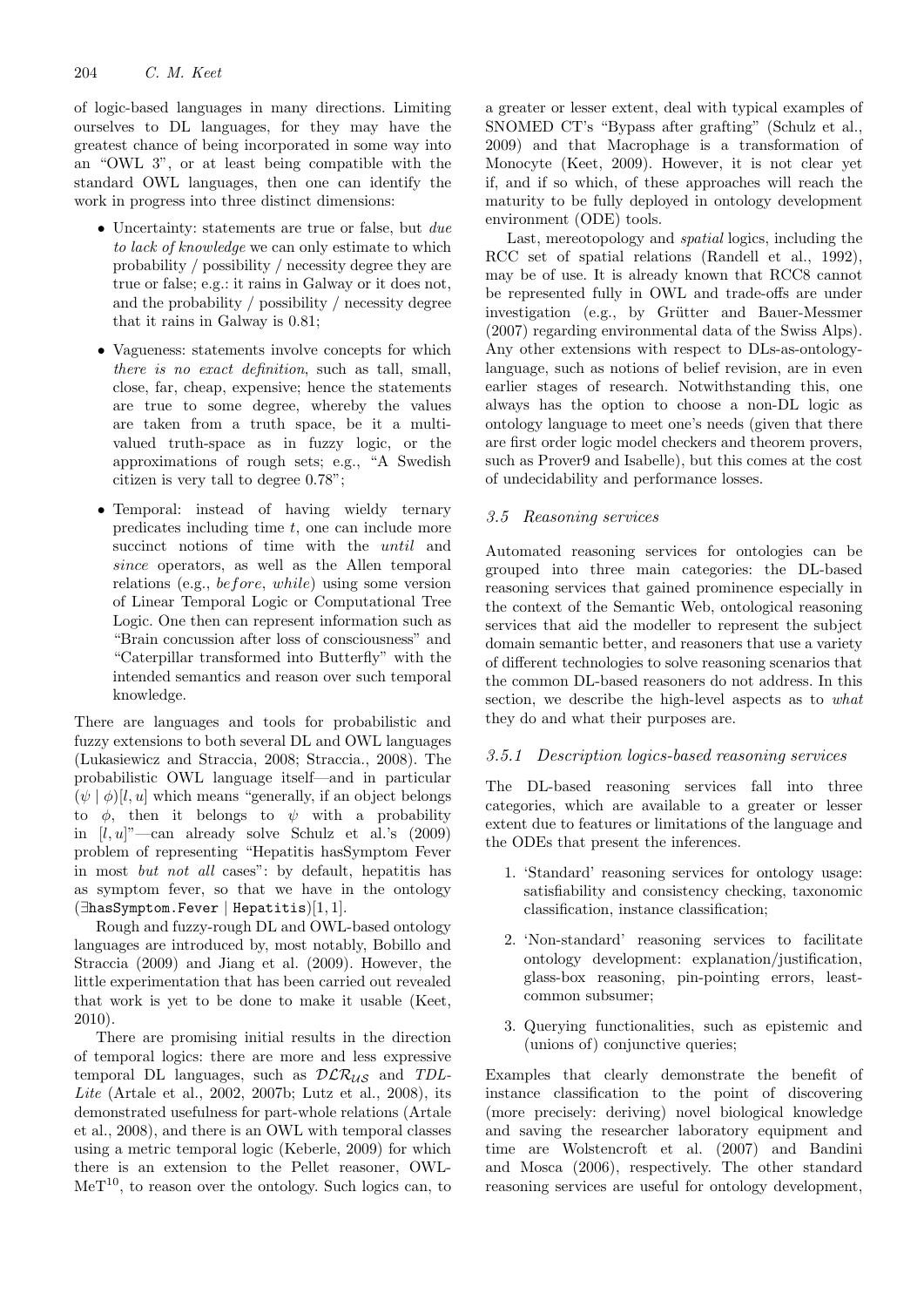of logic-based languages in many directions. Limiting ourselves to DL languages, for they may have the greatest chance of being incorporated in some way into an "OWL 3", or at least being compatible with the standard OWL languages, then one can identify the work in progress into three distinct dimensions:

- Uncertainty: statements are true or false, but *due to lack of knowledge* we can only estimate to which probability / possibility / necessity degree they are true or false; e.g.: it rains in Galway or it does not, and the probability / possibility / necessity degree that it rains in Galway is 0.81;
- Vagueness: statements involve concepts for which *there is no exact definition*, such as tall, small, close, far, cheap, expensive; hence the statements are true to some degree, whereby the values are taken from a truth space, be it a multi-valued truth-space as in fuzzy logic, or the approximations of rough sets; e.g., "A Swedish citizen is very tall to degree 0.78";
- Temporal: instead of having wieldy ternary predicates including time $t$, one can include more succinct notions of time with the *until* and *since* operators, as well as the Allen temporal relations (e.g., *before*, *while*) using some version of Linear Temporal Logic or Computational Tree Logic. One then can represent information such as "Brain concussion after loss of consciousness" and "Caterpillar transformed into Butterfly" with the intended semantics and reason over such temporal knowledge.

There are languages and tools for probabilistic and fuzzy extensions to both several DL and OWL languages (Lukasiewicz and Straccia, 2008; Straccia., 2008). The probabilistic OWL language itself—and in particular $(\psi \mid \phi)[l, u]$ which means "generally, if an object belongs to $\phi$, then it belongs to $\psi$ with a probability in $[l, u]$"—can already solve Schulz et al.'s (2009) problem of representing "Hepatitis hasSymptom Fever in most *but not all* cases": by default, hepatitis has as symptom fever, so that we have in the ontology $(\exists \texttt{hasSymptom.Fever} \mid \texttt{Hepatitis})[1, 1]$.

Rough and fuzzy-rough DL and OWL-based ontology languages are introduced by, most notably, Bobillo and Straccia (2009) and Jiang et al. (2009). However, the little experimentation that has been carried out revealed that work is yet to be done to make it usable (Keet, 2010).

There are promising initial results in the direction of temporal logics: there are more and less expressive temporal DL languages, such as $\mathcal{DLR}_{\mathcal{US}}$ and *TDL-Lite* (Artale et al., 2002, 2007b; Lutz et al., 2008), its demonstrated usefulness for part-whole relations (Artale et al., 2008), and there is an OWL with temporal classes using a metric temporal logic (Keberle, 2009) for which there is an extension to the Pellet reasoner, OWL-MeT[10], to reason over the ontology. Such logics can, to a greater or lesser extent, deal with typical examples of SNOMED CT's "Bypass after grafting" (Schulz et al., 2009) and that Macrophage is a transformation of Monocyte (Keet, 2009). However, it is not clear yet if, and if so which, of these approaches will reach the maturity to be fully deployed in ontology development environment (ODE) tools.

Last, mereotopology and *spatial* logics, including the RCC set of spatial relations (Randell et al., 1992), may be of use. It is already known that RCC8 cannot be represented fully in OWL and trade-offs are under investigation (e.g., by Grütter and Bauer-Messmer (2007) regarding environmental data of the Swiss Alps). Any other extensions with respect to DLs-as-ontology-language, such as notions of belief revision, are in even earlier stages of research. Notwithstanding this, one always has the option to choose a non-DL logic as ontology language to meet one's needs (given that there are first order logic model checkers and theorem provers, such as Prover9 and Isabelle), but this comes at the cost of undecidability and performance losses.

### *3.5 Reasoning services*

Automated reasoning services for ontologies can be grouped into three main categories: the DL-based reasoning services that gained prominence especially in the context of the Semantic Web, ontological reasoning services that aid the modeller to represent the subject domain semantic better, and reasoners that use a variety of different technologies to solve reasoning scenarios that the common DL-based reasoners do not address. In this section, we describe the high-level aspects as to *what* they do and what their purposes are.

#### *3.5.1 Description logics-based reasoning services*

The DL-based reasoning services fall into three categories, which are available to a greater or lesser extent due to features or limitations of the language and the ODEs that present the inferences.

1. 'Standard' reasoning services for ontology usage: satisfiability and consistency checking, taxonomic classification, instance classification;
2. 'Non-standard' reasoning services to facilitate ontology development: explanation/justification, glass-box reasoning, pin-pointing errors, least-common subsumer;
3. Querying functionalities, such as epistemic and (unions of) conjunctive queries;

Examples that clearly demonstrate the benefit of instance classification to the point of discovering (more precisely: deriving) novel biological knowledge and saving the researcher laboratory equipment and time are Wolstencroft et al. (2007) and Bandini and Mosca (2006), respectively. The other standard reasoning services are useful for ontology development,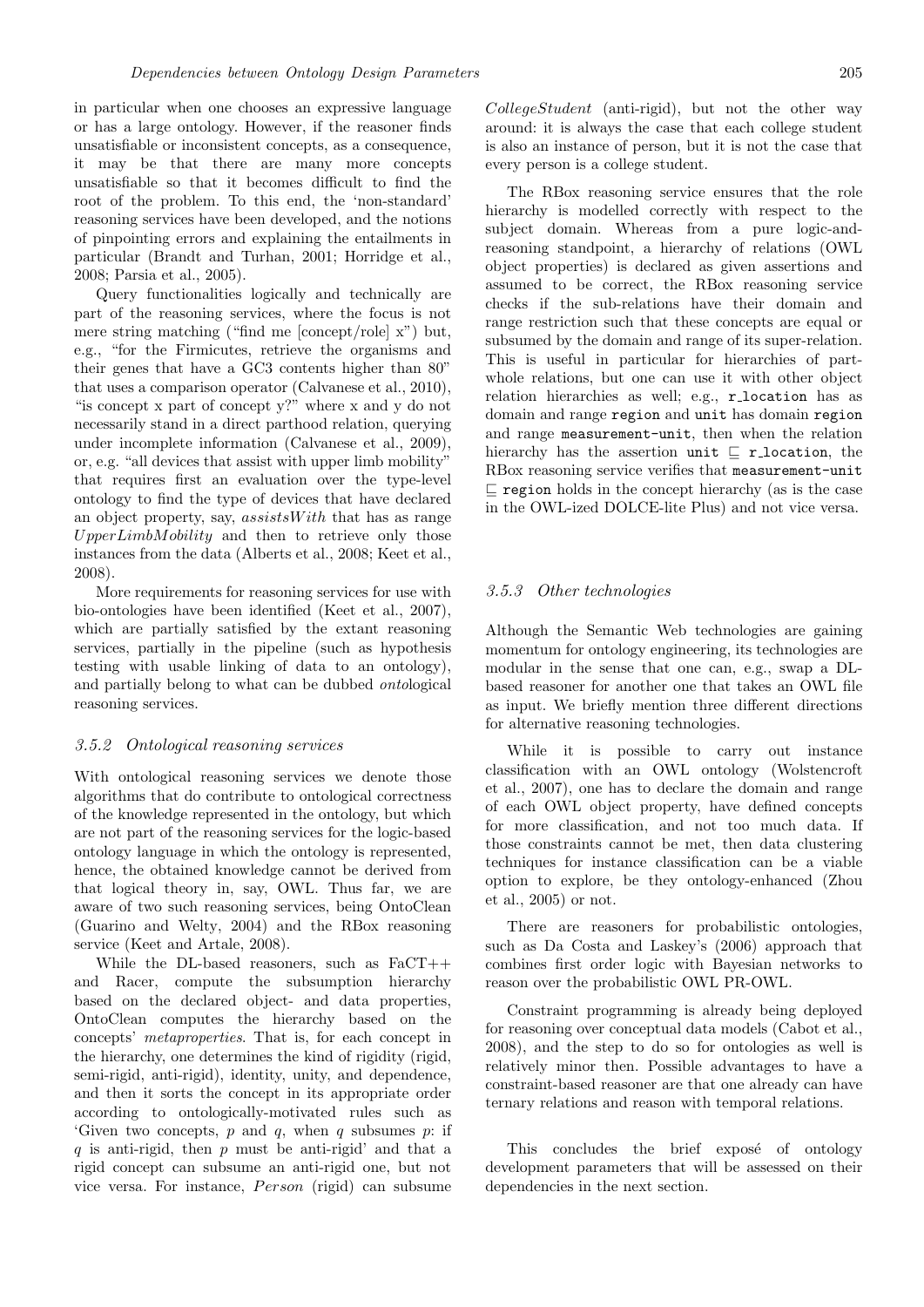in particular when one chooses an expressive language or has a large ontology. However, if the reasoner finds unsatisfiable or inconsistent concepts, as a consequence, it may be that there are many more concepts unsatisfiable so that it becomes difficult to find the root of the problem. To this end, the 'non-standard' reasoning services have been developed, and the notions of pinpointing errors and explaining the entailments in particular (Brandt and Turhan, 2001; Horridge et al., 2008; Parsia et al., 2005).

Query functionalities logically and technically are part of the reasoning services, where the focus is not mere string matching ("find me [concept/role] x") but, e.g., "for the Firmicutes, retrieve the organisms and their genes that have a GC3 contents higher than 80" that uses a comparison operator (Calvanese et al., 2010), "is concept x part of concept y?" where x and y do not necessarily stand in a direct parthood relation, querying under incomplete information (Calvanese et al., 2009), or, e.g. "all devices that assist with upper limb mobility" that requires first an evaluation over the type-level ontology to find the type of devices that have declared an object property, say, *assistsWith* that has as range *UpperLimbMobility* and then to retrieve only those instances from the data (Alberts et al., 2008; Keet et al., 2008).

More requirements for reasoning services for use with bio-ontologies have been identified (Keet et al., 2007), which are partially satisfied by the extant reasoning services, partially in the pipeline (such as hypothesis testing with usable linking of data to an ontology), and partially belong to what can be dubbed *onto*logical reasoning services.

### 3.5.2 Ontological reasoning services

With ontological reasoning services we denote those algorithms that do contribute to ontological correctness of the knowledge represented in the ontology, but which are not part of the reasoning services for the logic-based ontology language in which the ontology is represented, hence, the obtained knowledge cannot be derived from that logical theory in, say, OWL. Thus far, we are aware of two such reasoning services, being OntoClean (Guarino and Welty, 2004) and the RBox reasoning service (Keet and Artale, 2008).

While the DL-based reasoners, such as FaCT++ and Racer, compute the subsumption hierarchy based on the declared object- and data properties, OntoClean computes the hierarchy based on the concepts' *metaproperties*. That is, for each concept in the hierarchy, one determines the kind of rigidity (rigid, semi-rigid, anti-rigid), identity, unity, and dependence, and then it sorts the concept in its appropriate order according to ontologically-motivated rules such as 'Given two concepts, $p$ and $q$, when $q$ subsumes $p$: if $q$ is anti-rigid, then $p$ must be anti-rigid' and that a rigid concept can subsume an anti-rigid one, but not vice versa. For instance, *Person* (rigid) can subsume *CollegeStudent* (anti-rigid), but not the other way around: it is always the case that each college student is also an instance of person, but it is not the case that every person is a college student.

The RBox reasoning service ensures that the role hierarchy is modelled correctly with respect to the subject domain. Whereas from a pure logic-and-reasoning standpoint, a hierarchy of relations (OWL object properties) is declared as given assertions and assumed to be correct, the RBox reasoning service checks if the sub-relations have their domain and range restriction such that these concepts are equal or subsumed by the domain and range of its super-relation. This is useful in particular for hierarchies of part-whole relations, but one can use it with other object relation hierarchies as well; e.g., `r_location` has as domain and range `region` and `unit` has domain `region` and range `measurement-unit`, then when the relation hierarchy has the assertion `unit` $\sqsubseteq$ `r_location`, the RBox reasoning service verifies that `measurement-unit` $\sqsubseteq$ `region` holds in the concept hierarchy (as is the case in the OWL-ized DOLCE-lite Plus) and not vice versa.

### 3.5.3 Other technologies

Although the Semantic Web technologies are gaining momentum for ontology engineering, its technologies are modular in the sense that one can, e.g., swap a DL-based reasoner for another one that takes an OWL file as input. We briefly mention three different directions for alternative reasoning technologies.

While it is possible to carry out instance classification with an OWL ontology (Wolstencroft et al., 2007), one has to declare the domain and range of each OWL object property, have defined concepts for more classification, and not too much data. If those constraints cannot be met, then data clustering techniques for instance classification can be a viable option to explore, be they ontology-enhanced (Zhou et al., 2005) or not.

There are reasoners for probabilistic ontologies, such as Da Costa and Laskey's (2006) approach that combines first order logic with Bayesian networks to reason over the probabilistic OWL PR-OWL.

Constraint programming is already being deployed for reasoning over conceptual data models (Cabot et al., 2008), and the step to do so for ontologies as well is relatively minor then. Possible advantages to have a constraint-based reasoner are that one already can have ternary relations and reason with temporal relations.

This concludes the brief exposé of ontology development parameters that will be assessed on their dependencies in the next section.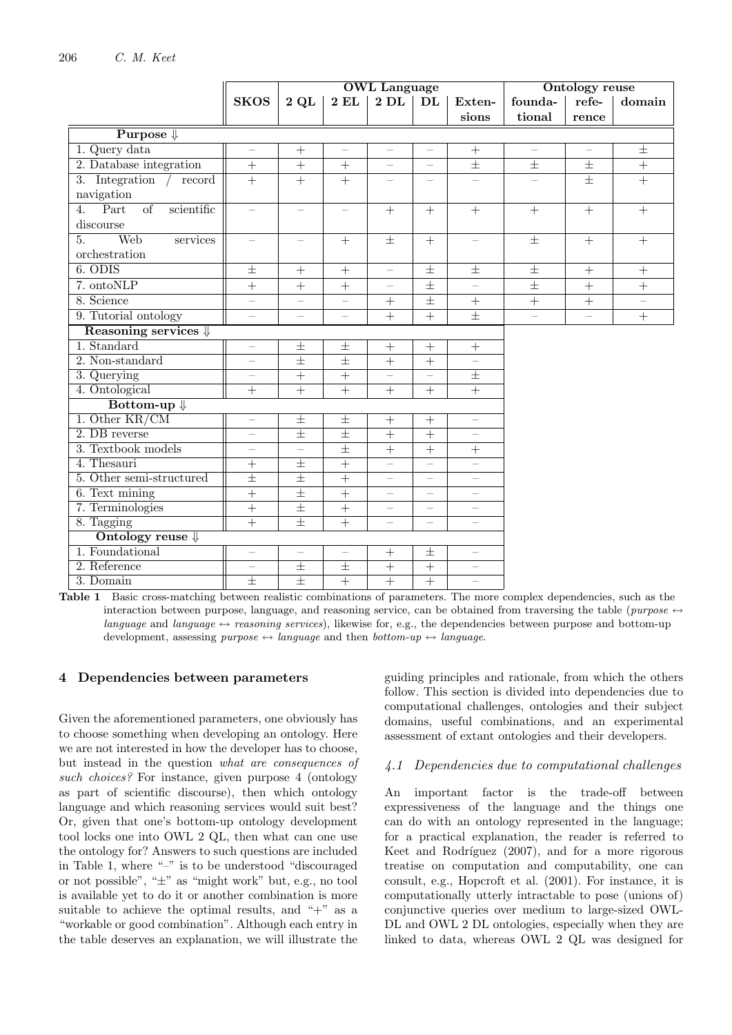| | SKOS | OWL Language | | | | | Ontology reuse | | |
|---|---|---|---|---|---|---|---|---|---|
| | | 2 QL | 2 EL | 2 DL | DL | Extensions | foundational | reference | domain |
| **Purpose ⇓** | | | | | | | | | |
| 1. Query data | – | + | – | – | – | + | – | – | ± |
| 2. Database integration | + | + | + | – | – | ± | ± | ± | + |
| 3. Integration / record navigation | + | + | + | – | – | – | – | ± | + |
| 4. Part of scientific discourse | – | – | – | + | + | + | + | + | + |
| 5. Web services orchestration | – | – | + | ± | + | – | ± | + | + |
| 6. ODIS | ± | + | + | – | ± | ± | ± | + | + |
| 7. ontoNLP | + | + | + | – | ± | – | ± | + | + |
| 8. Science | – | – | – | + | ± | + | + | + | – |
| 9. Tutorial ontology | – | – | – | + | + | ± | – | – | + |
| **Reasoning services ⇓** | | | | | | | | | |
| 1. Standard | – | ± | ± | + | + | + | | | |
| 2. Non-standard | – | ± | ± | + | + | – | | | |
| 3. Querying | – | + | + | – | – | ± | | | |
| 4. Ontological | + | + | + | + | + | + | | | |
| **Bottom-up ⇓** | | | | | | | | | |
| 1. Other KR/CM | – | ± | ± | + | + | – | | | |
| 2. DB reverse | – | ± | ± | + | + | – | | | |
| 3. Textbook models | – | – | ± | + | + | + | | | |
| 4. Thesauri | + | ± | + | – | – | – | | | |
| 5. Other semi-structured | ± | ± | + | – | – | – | | | |
| 6. Text mining | + | ± | + | – | – | – | | | |
| 7. Terminologies | + | ± | + | – | – | – | | | |
| 8. Tagging | + | ± | + | – | – | – | | | |
| **Ontology reuse ⇓** | | | | | | | | | |
| 1. Foundational | – | – | – | + | ± | – | | | |
| 2. Reference | – | ± | ± | + | + | – | | | |
| 3. Domain | ± | ± | + | + | + | – | | | |

**Table 1** Basic cross-matching between realistic combinations of parameters. The more complex dependencies, such as the interaction between purpose, language, and reasoning service, can be obtained from traversing the table (*purpose* ↔ *language* and *language* ↔ *reasoning services*), likewise for, e.g., the dependencies between purpose and bottom-up development, assessing *purpose* ↔ *language* and then *bottom-up* ↔ *language*.

## 4 Dependencies between parameters

Given the aforementioned parameters, one obviously has to choose something when developing an ontology. Here we are not interested in how the developer has to choose, but instead in the question *what are consequences of such choices?* For instance, given purpose 4 (ontology as part of scientific discourse), then which ontology language and which reasoning services would suit best? Or, given that one's bottom-up ontology development tool locks one into OWL 2 QL, then what can one use the ontology for? Answers to such questions are included in Table 1, where "–" is to be understood "discouraged or not possible", "±" as "might work" but, e.g., no tool is available yet to do it or another combination is more suitable to achieve the optimal results, and "+" as a "workable or good combination". Although each entry in the table deserves an explanation, we will illustrate the guiding principles and rationale, from which the others follow. This section is divided into dependencies due to computational challenges, ontologies and their subject domains, useful combinations, and an experimental assessment of extant ontologies and their developers.

### 4.1 Dependencies due to computational challenges

An important factor is the trade-off between expressiveness of the language and the things one can do with an ontology represented in the language; for a practical explanation, the reader is referred to Keet and Rodríguez (2007), and for a more rigorous treatise on computation and computability, one can consult, e.g., Hopcroft et al. (2001). For instance, it is computationally utterly intractable to pose (unions of) conjunctive queries over medium to large-sized OWL-DL and OWL 2 DL ontologies, especially when they are linked to data, whereas OWL 2 QL was designed for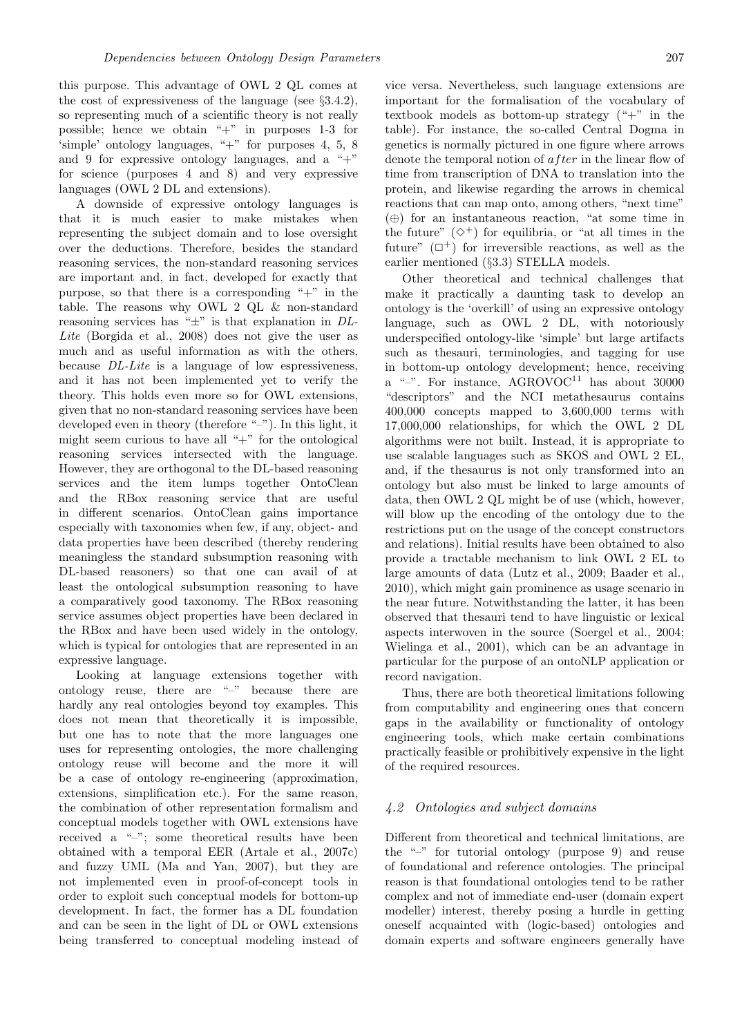this purpose. This advantage of OWL 2 QL comes at the cost of expressiveness of the language (see §3.4.2), so representing much of a scientific theory is not really possible; hence we obtain "+" in purposes 1-3 for 'simple' ontology languages, "+" for purposes 4, 5, 8 and 9 for expressive ontology languages, and a "+" for science (purposes 4 and 8) and very expressive languages (OWL 2 DL and extensions).

A downside of expressive ontology languages is that it is much easier to make mistakes when representing the subject domain and to lose oversight over the deductions. Therefore, besides the standard reasoning services, the non-standard reasoning services are important and, in fact, developed for exactly that purpose, so that there is a corresponding "+" in the table. The reasons why OWL 2 QL & non-standard reasoning services has "±" is that explanation in *DL-Lite* (Borgida et al., 2008) does not give the user as much and as useful information as with the others, because *DL-Lite* is a language of low espressiveness, and it has not been implemented yet to verify the theory. This holds even more so for OWL extensions, given that no non-standard reasoning services have been developed even in theory (therefore "–"). In this light, it might seem curious to have all "+" for the ontological reasoning services intersected with the language. However, they are orthogonal to the DL-based reasoning services and the item lumps together OntoClean and the RBox reasoning service that are useful in different scenarios. OntoClean gains importance especially with taxonomies when few, if any, object- and data properties have been described (thereby rendering meaningless the standard subsumption reasoning with DL-based reasoners) so that one can avail of at least the ontological subsumption reasoning to have a comparatively good taxonomy. The RBox reasoning service assumes object properties have been declared in the RBox and have been used widely in the ontology, which is typical for ontologies that are represented in an expressive language.

Looking at language extensions together with ontology reuse, there are "–" because there are hardly any real ontologies beyond toy examples. This does not mean that theoretically it is impossible, but one has to note that the more languages one uses for representing ontologies, the more challenging ontology reuse will become and the more it will be a case of ontology re-engineering (approximation, extensions, simplification etc.). For the same reason, the combination of other representation formalism and conceptual models together with OWL extensions have received a "–"; some theoretical results have been obtained with a temporal EER (Artale et al., 2007c) and fuzzy UML (Ma and Yan, 2007), but they are not implemented even in proof-of-concept tools in order to exploit such conceptual models for bottom-up development. In fact, the former has a DL foundation and can be seen in the light of DL or OWL extensions being transferred to conceptual modeling instead of vice versa. Nevertheless, such language extensions are important for the formalisation of the vocabulary of textbook models as bottom-up strategy ("+" in the table). For instance, the so-called Central Dogma in genetics is normally pictured in one figure where arrows denote the temporal notion of $after$ in the linear flow of time from transcription of DNA to translation into the protein, and likewise regarding the arrows in chemical reactions that can map onto, among others, "next time" ($\oplus$) for an instantaneous reaction, "at some time in the future" ($\diamond^+$) for equilibria, or "at all times in the future" ($\Box^+$) for irreversible reactions, as well as the earlier mentioned (§3.3) STELLA models.

Other theoretical and technical challenges that make it practically a daunting task to develop an ontology is the 'overkill' of using an expressive ontology language, such as OWL 2 DL, with notoriously underspecified ontology-like 'simple' but large artifacts such as thesauri, terminologies, and tagging for use in bottom-up ontology development; hence, receiving a "–". For instance, AGROVOC[11] has about 30000 "descriptors" and the NCI metathesaurus contains 400,000 concepts mapped to 3,600,000 terms with 17,000,000 relationships, for which the OWL 2 DL algorithms were not built. Instead, it is appropriate to use scalable languages such as SKOS and OWL 2 EL, and, if the thesaurus is not only transformed into an ontology but also must be linked to large amounts of data, then OWL 2 QL might be of use (which, however, will blow up the encoding of the ontology due to the restrictions put on the usage of the concept constructors and relations). Initial results have been obtained to also provide a tractable mechanism to link OWL 2 EL to large amounts of data (Lutz et al., 2009; Baader et al., 2010), which might gain prominence as usage scenario in the near future. Notwithstanding the latter, it has been observed that thesauri tend to have linguistic or lexical aspects interwoven in the source (Soergel et al., 2004; Wielinga et al., 2001), which can be an advantage in particular for the purpose of an ontoNLP application or record navigation.

Thus, there are both theoretical limitations following from computability and engineering ones that concern gaps in the availability or functionality of ontology engineering tools, which make certain combinations practically feasible or prohibitively expensive in the light of the required resources.

### *4.2 Ontologies and subject domains*

Different from theoretical and technical limitations, are the "–" for tutorial ontology (purpose 9) and reuse of foundational and reference ontologies. The principal reason is that foundational ontologies tend to be rather complex and not of immediate end-user (domain expert modeller) interest, thereby posing a hurdle in getting oneself acquainted with (logic-based) ontologies and domain experts and software engineers generally have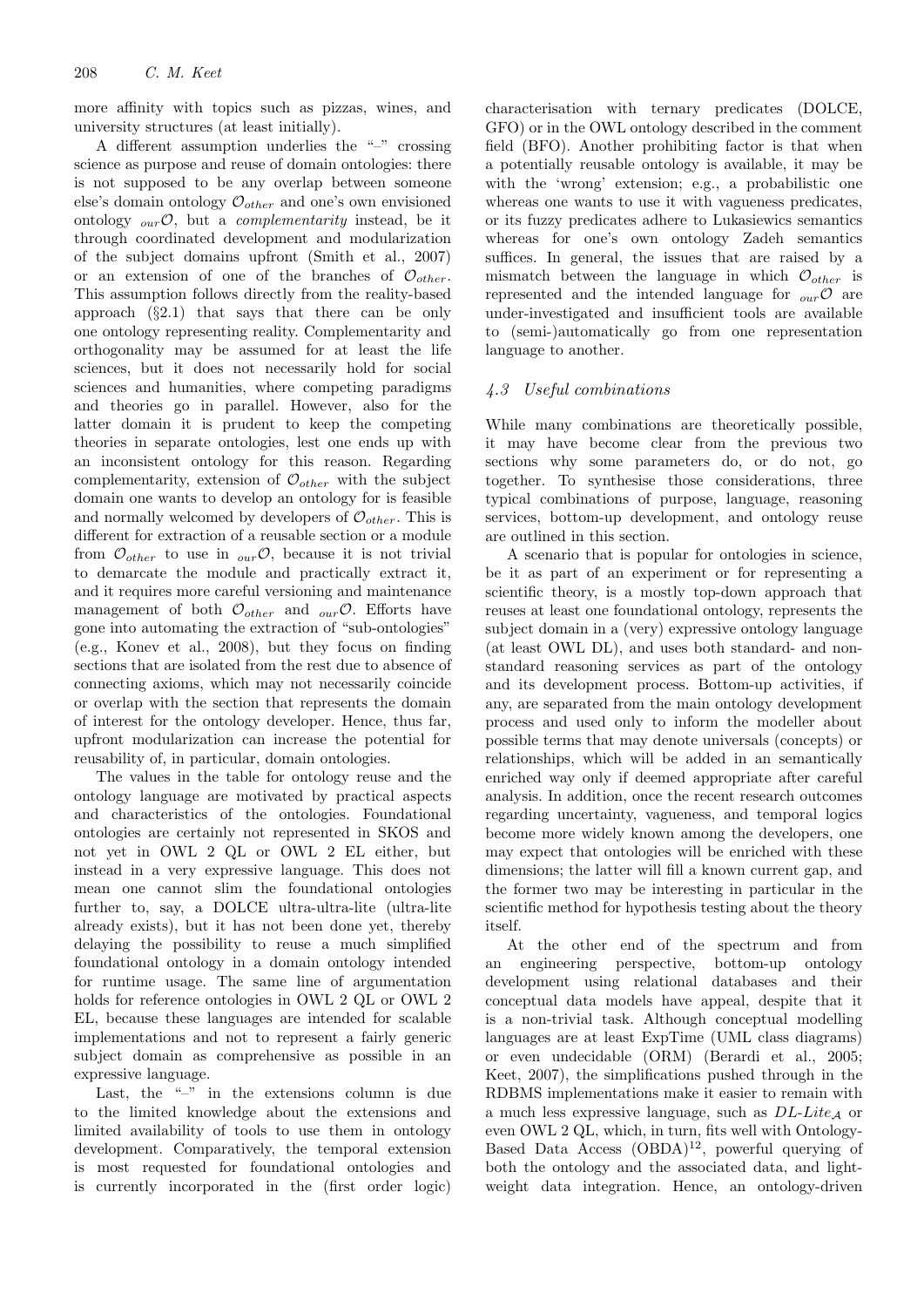more affinity with topics such as pizzas, wines, and university structures (at least initially).

A different assumption underlies the "–" crossing science as purpose and reuse of domain ontologies: there is not supposed to be any overlap between someone else's domain ontology $\mathcal{O}_{other}$ and one's own envisioned ontology ${}_{our}\mathcal{O}$, but a *complementarity* instead, be it through coordinated development and modularization of the subject domains upfront (Smith et al., 2007) or an extension of one of the branches of $\mathcal{O}_{other}$. This assumption follows directly from the reality-based approach (§2.1) that says that there can be only one ontology representing reality. Complementarity and orthogonality may be assumed for at least the life sciences, but it does not necessarily hold for social sciences and humanities, where competing paradigms and theories go in parallel. However, also for the latter domain it is prudent to keep the competing theories in separate ontologies, lest one ends up with an inconsistent ontology for this reason. Regarding complementarity, extension of $\mathcal{O}_{other}$ with the subject domain one wants to develop an ontology for is feasible and normally welcomed by developers of $\mathcal{O}_{other}$. This is different for extraction of a reusable section or a module from $\mathcal{O}_{other}$ to use in ${}_{our}\mathcal{O}$, because it is not trivial to demarcate the module and practically extract it, and it requires more careful versioning and maintenance management of both $\mathcal{O}_{other}$ and ${}_{our}\mathcal{O}$. Efforts have gone into automating the extraction of "sub-ontologies" (e.g., Konev et al., 2008), but they focus on finding sections that are isolated from the rest due to absence of connecting axioms, which may not necessarily coincide or overlap with the section that represents the domain of interest for the ontology developer. Hence, thus far, upfront modularization can increase the potential for reusability of, in particular, domain ontologies.

The values in the table for ontology reuse and the ontology language are motivated by practical aspects and characteristics of the ontologies. Foundational ontologies are certainly not represented in SKOS and not yet in OWL 2 QL or OWL 2 EL either, but instead in a very expressive language. This does not mean one cannot slim the foundational ontologies further to, say, a DOLCE ultra-ultra-lite (ultra-lite already exists), but it has not been done yet, thereby delaying the possibility to reuse a much simplified foundational ontology in a domain ontology intended for runtime usage. The same line of argumentation holds for reference ontologies in OWL 2 QL or OWL 2 EL, because these languages are intended for scalable implementations and not to represent a fairly generic subject domain as comprehensive as possible in an expressive language.

Last, the "–" in the extensions column is due to the limited knowledge about the extensions and limited availability of tools to use them in ontology development. Comparatively, the temporal extension is most requested for foundational ontologies and is currently incorporated in the (first order logic) characterisation with ternary predicates (DOLCE, GFO) or in the OWL ontology described in the comment field (BFO). Another prohibiting factor is that when a potentially reusable ontology is available, it may be with the 'wrong' extension; e.g., a probabilistic one whereas one wants to use it with vagueness predicates, or its fuzzy predicates adhere to Lukasiewics semantics whereas for one's own ontology Zadeh semantics suffices. In general, the issues that are raised by a mismatch between the language in which $\mathcal{O}_{other}$ is represented and the intended language for ${}_{our}\mathcal{O}$ are under-investigated and insufficient tools are available to (semi-)automatically go from one representation language to another.

### *4.3 Useful combinations*

While many combinations are theoretically possible, it may have become clear from the previous two sections why some parameters do, or do not, go together. To synthesise those considerations, three typical combinations of purpose, language, reasoning services, bottom-up development, and ontology reuse are outlined in this section.

A scenario that is popular for ontologies in science, be it as part of an experiment or for representing a scientific theory, is a mostly top-down approach that reuses at least one foundational ontology, represents the subject domain in a (very) expressive ontology language (at least OWL DL), and uses both standard- and non-standard reasoning services as part of the ontology and its development process. Bottom-up activities, if any, are separated from the main ontology development process and used only to inform the modeller about possible terms that may denote universals (concepts) or relationships, which will be added in an semantically enriched way only if deemed appropriate after careful analysis. In addition, once the recent research outcomes regarding uncertainty, vagueness, and temporal logics become more widely known among the developers, one may expect that ontologies will be enriched with these dimensions; the latter will fill a known current gap, and the former two may be interesting in particular in the scientific method for hypothesis testing about the theory itself.

At the other end of the spectrum and from an engineering perspective, bottom-up ontology development using relational databases and their conceptual data models have appeal, despite that it is a non-trivial task. Although conceptual modelling languages are at least ExpTime (UML class diagrams) or even undecidable (ORM) (Berardi et al., 2005; Keet, 2007), the simplifications pushed through in the RDBMS implementations make it easier to remain with a much less expressive language, such as $DL\text{-}Lite_{\mathcal{A}}$ or even OWL 2 QL, which, in turn, fits well with Ontology-Based Data Access (OBDA)[12], powerful querying of both the ontology and the associated data, and light-weight data integration. Hence, an ontology-driven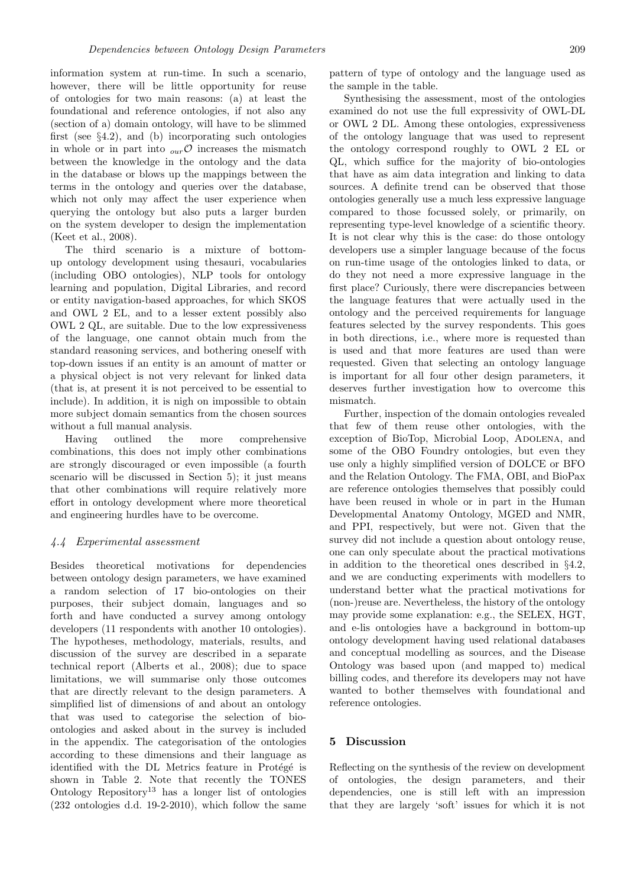information system at run-time. In such a scenario, however, there will be little opportunity for reuse of ontologies for two main reasons: (a) at least the foundational and reference ontologies, if not also any (section of a) domain ontology, will have to be slimmed first (see §4.2), and (b) incorporating such ontologies in whole or in part into $_{our}\mathcal{O}$ increases the mismatch between the knowledge in the ontology and the data in the database or blows up the mappings between the terms in the ontology and queries over the database, which not only may affect the user experience when querying the ontology but also puts a larger burden on the system developer to design the implementation (Keet et al., 2008).

The third scenario is a mixture of bottom-up ontology development using thesauri, vocabularies (including OBO ontologies), NLP tools for ontology learning and population, Digital Libraries, and record or entity navigation-based approaches, for which SKOS and OWL 2 EL, and to a lesser extent possibly also OWL 2 QL, are suitable. Due to the low expressiveness of the language, one cannot obtain much from the standard reasoning services, and bothering oneself with top-down issues if an entity is an amount of matter or a physical object is not very relevant for linked data (that is, at present it is not perceived to be essential to include). In addition, it is nigh on impossible to obtain more subject domain semantics from the chosen sources without a full manual analysis.

Having outlined the more comprehensive combinations, this does not imply other combinations are strongly discouraged or even impossible (a fourth scenario will be discussed in Section 5); it just means that other combinations will require relatively more effort in ontology development where more theoretical and engineering hurdles have to be overcome.

### *4.4 Experimental assessment*

Besides theoretical motivations for dependencies between ontology design parameters, we have examined a random selection of 17 bio-ontologies on their purposes, their subject domain, languages and so forth and have conducted a survey among ontology developers (11 respondents with another 10 ontologies). The hypotheses, methodology, materials, results, and discussion of the survey are described in a separate technical report (Alberts et al., 2008); due to space limitations, we will summarise only those outcomes that are directly relevant to the design parameters. A simplified list of dimensions of and about an ontology that was used to categorise the selection of bio-ontologies and asked about in the survey is included in the appendix. The categorisation of the ontologies according to these dimensions and their language as identified with the DL Metrics feature in Protégé is shown in Table 2. Note that recently the TONES Ontology Repository[13] has a longer list of ontologies (232 ontologies d.d. 19-2-2010), which follow the same pattern of type of ontology and the language used as the sample in the table.

Synthesising the assessment, most of the ontologies examined do not use the full expressivity of OWL-DL or OWL 2 DL. Among these ontologies, expressiveness of the ontology language that was used to represent the ontology correspond roughly to OWL 2 EL or QL, which suffice for the majority of bio-ontologies that have as aim data integration and linking to data sources. A definite trend can be observed that those ontologies generally use a much less expressive language compared to those focussed solely, or primarily, on representing type-level knowledge of a scientific theory. It is not clear why this is the case: do those ontology developers use a simpler language because of the focus on run-time usage of the ontologies linked to data, or do they not need a more expressive language in the first place? Curiously, there were discrepancies between the language features that were actually used in the ontology and the perceived requirements for language features selected by the survey respondents. This goes in both directions, i.e., where more is requested than is used and that more features are used than were requested. Given that selecting an ontology language is important for all four other design parameters, it deserves further investigation how to overcome this mismatch.

Further, inspection of the domain ontologies revealed that few of them reuse other ontologies, with the exception of BioTop, Microbial Loop, ADOLENA, and some of the OBO Foundry ontologies, but even they use only a highly simplified version of DOLCE or BFO and the Relation Ontology. The FMA, OBI, and BioPax are reference ontologies themselves that possibly could have been reused in whole or in part in the Human Developmental Anatomy Ontology, MGED and NMR, and PPI, respectively, but were not. Given that the survey did not include a question about ontology reuse, one can only speculate about the practical motivations in addition to the theoretical ones described in §4.2, and we are conducting experiments with modellers to understand better what the practical motivations for (non-)reuse are. Nevertheless, the history of the ontology may provide some explanation: e.g., the SELEX, HGT, and e-lis ontologies have a background in bottom-up ontology development having used relational databases and conceptual modelling as sources, and the Disease Ontology was based upon (and mapped to) medical billing codes, and therefore its developers may not have wanted to bother themselves with foundational and reference ontologies.

## 5 Discussion

Reflecting on the synthesis of the review on development of ontologies, the design parameters, and their dependencies, one is still left with an impression that they are largely 'soft' issues for which it is not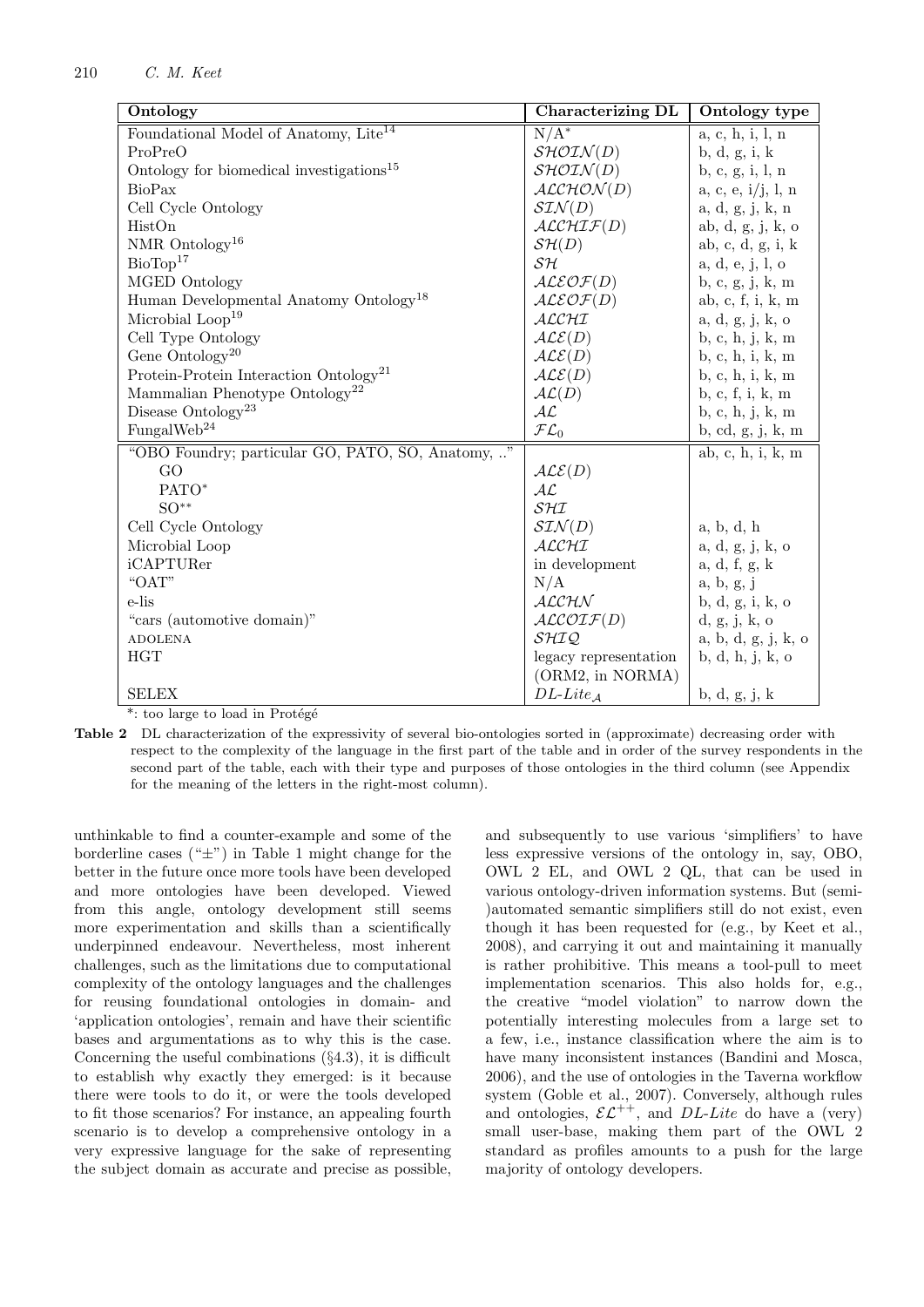| Ontology | Characterizing DL | Ontology type |
|---|---|---|
| Foundational Model of Anatomy, Lite[14] | N/A* | a, c, h, i, l, n |
| ProPreO | $\mathcal{SHOIN}(D)$ | b, d, g, i, k |
| Ontology for biomedical investigations[15] | $\mathcal{SHOIN}(D)$ | b, c, g, i, l, n |
| BioPax | $\mathcal{ALCHON}(D)$ | a, c, e, i/j, l, n |
| Cell Cycle Ontology | $\mathcal{SIN}(D)$ | a, d, g, j, k, n |
| HistOn | $\mathcal{ALCHIF}(D)$ | ab, d, g, j, k, o |
| NMR Ontology[16] | $\mathcal{SH}(D)$ | ab, c, d, g, i, k |
| BioTop[17] | $\mathcal{SH}$ | a, d, e, j, l, o |
| MGED Ontology | $\mathcal{ALEOF}(D)$ | b, c, g, j, k, m |
| Human Developmental Anatomy Ontology[18] | $\mathcal{ALEOF}(D)$ | ab, c, f, i, k, m |
| Microbial Loop[19] | $\mathcal{ALCHI}$ | a, d, g, j, k, o |
| Cell Type Ontology | $\mathcal{ALE}(D)$ | b, c, h, j, k, m |
| Gene Ontology[20] | $\mathcal{ALE}(D)$ | b, c, h, i, k, m |
| Protein-Protein Interaction Ontology[21] | $\mathcal{ALE}(D)$ | b, c, h, i, k, m |
| Mammalian Phenotype Ontology[22] | $\mathcal{AL}(D)$ | b, c, f, i, k, m |
| Disease Ontology[23] | $\mathcal{AL}$ | b, c, h, j, k, m |
| FungalWeb[24] | $\mathcal{FL}_0$ | b, cd, g, j, k, m |
| "OBO Foundry; particular GO, PATO, SO, Anatomy, .." | | ab, c, h, i, k, m |
| GO | $\mathcal{ALE}(D)$ | |
| PATO* | $\mathcal{AL}$ | |
| SO** | $\mathcal{SHI}$ | |
| Cell Cycle Ontology | $\mathcal{SIN}(D)$ | a, b, d, h |
| Microbial Loop | $\mathcal{ALCHI}$ | a, d, g, j, k, o |
| iCAPTURer | in development | a, d, f, g, k |
| "OAT" | N/A | a, b, g, j |
| e-lis | $\mathcal{ALCHN}$ | b, d, g, i, k, o |
| "cars (automotive domain)" | $\mathcal{ALCOIF}(D)$ | d, g, j, k, o |
| ADOLENA | $\mathcal{SHIQ}$ | a, b, d, g, j, k, o |
| HGT | legacy representation (ORM2, in NORMA) | b, d, h, j, k, o |
| SELEX | $DL\text{-}Lite_{\mathcal{A}}$ | b, d, g, j, k |

*: too large to load in Protégé

**Table 2** DL characterization of the expressivity of several bio-ontologies sorted in (approximate) decreasing order with respect to the complexity of the language in the first part of the table and in order of the survey respondents in the second part of the table, each with their type and purposes of those ontologies in the third column (see Appendix for the meaning of the letters in the right-most column).

unthinkable to find a counter-example and some of the borderline cases ("±") in Table 1 might change for the better in the future once more tools have been developed and more ontologies have been developed. Viewed from this angle, ontology development still seems more experimentation and skills than a scientifically underpinned endeavour. Nevertheless, most inherent challenges, such as the limitations due to computational complexity of the ontology languages and the challenges for reusing foundational ontologies in domain- and 'application ontologies', remain and have their scientific bases and argumentations as to why this is the case. Concerning the useful combinations (§4.3), it is difficult to establish why exactly they emerged: is it because there were tools to do it, or were the tools developed to fit those scenarios? For instance, an appealing fourth scenario is to develop a comprehensive ontology in a very expressive language for the sake of representing the subject domain as accurate and precise as possible, and subsequently to use various 'simplifiers' to have less expressive versions of the ontology in, say, OBO, OWL 2 EL, and OWL 2 QL, that can be used in various ontology-driven information systems. But (semi-)automated semantic simplifiers still do not exist, even though it has been requested for (e.g., by Keet et al., 2008), and carrying it out and maintaining it manually is rather prohibitive. This means a tool-pull to meet implementation scenarios. This also holds for, e.g., the creative "model violation" to narrow down the potentially interesting molecules from a large set to a few, i.e., instance classification where the aim is to have many inconsistent instances (Bandini and Mosca, 2006), and the use of ontologies in the Taverna workflow system (Goble et al., 2007). Conversely, although rules and ontologies, $\mathcal{EL}^{++}$, and *DL-Lite* do have a (very) small user-base, making them part of the OWL 2 standard as profiles amounts to a push for the large majority of ontology developers.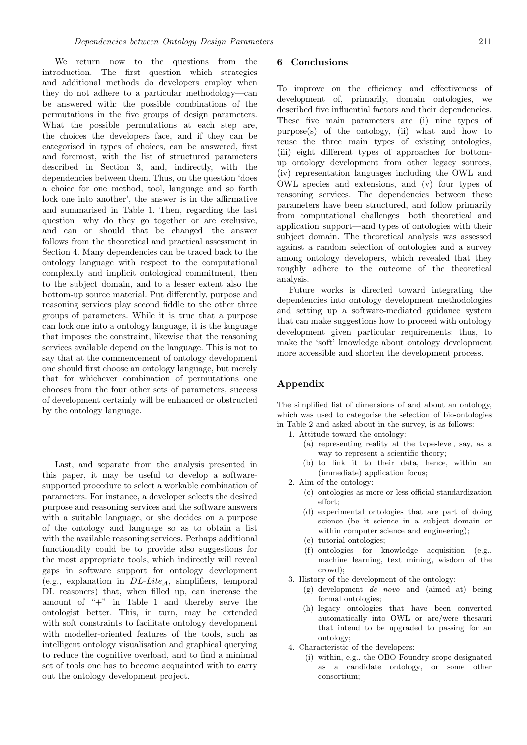We return now to the questions from the introduction. The first question—which strategies and additional methods do developers employ when they do not adhere to a particular methodology—can be answered with: the possible combinations of the permutations in the five groups of design parameters. What the possible permutations at each step are, the choices the developers face, and if they can be categorised in types of choices, can be answered, first and foremost, with the list of structured parameters described in Section 3, and, indirectly, with the dependencies between them. Thus, on the question 'does a choice for one method, tool, language and so forth lock one into another', the answer is in the affirmative and summarised in Table 1. Then, regarding the last question—why do they go together or are exclusive, and can or should that be changed—the answer follows from the theoretical and practical assessment in Section 4. Many dependencies can be traced back to the ontology language with respect to the computational complexity and implicit ontological commitment, then to the subject domain, and to a lesser extent also the bottom-up source material. Put differently, purpose and reasoning services play second fiddle to the other three groups of parameters. While it is true that a purpose can lock one into a ontology language, it is the language that imposes the constraint, likewise that the reasoning services available depend on the language. This is not to say that at the commencement of ontology development one should first choose an ontology language, but merely that for whichever combination of permutations one chooses from the four other sets of parameters, success of development certainly will be enhanced or obstructed by the ontology language.

Last, and separate from the analysis presented in this paper, it may be useful to develop a software-supported procedure to select a workable combination of parameters. For instance, a developer selects the desired purpose and reasoning services and the software answers with a suitable language, or she decides on a purpose of the ontology and language so as to obtain a list with the available reasoning services. Perhaps additional functionality could be to provide also suggestions for the most appropriate tools, which indirectly will reveal gaps in software support for ontology development (e.g., explanation in $DL\text{-}Lite_{\mathcal{A}}$, simplifiers, temporal DL reasoners) that, when filled up, can increase the amount of "+" in Table 1 and thereby serve the ontologist better. This, in turn, may be extended with soft constraints to facilitate ontology development with modeller-oriented features of the tools, such as intelligent ontology visualisation and graphical querying to reduce the cognitive overload, and to find a minimal set of tools one has to become acquainted with to carry out the ontology development project.

## 6 Conclusions

To improve on the efficiency and effectiveness of development of, primarily, domain ontologies, we described five influential factors and their dependencies. These five main parameters are (i) nine types of purpose(s) of the ontology, (ii) what and how to reuse the three main types of existing ontologies, (iii) eight different types of approaches for bottom-up ontology development from other legacy sources, (iv) representation languages including the OWL and OWL species and extensions, and (v) four types of reasoning services. The dependencies between these parameters have been structured, and follow primarily from computational challenges—both theoretical and application support—and types of ontologies with their subject domain. The theoretical analysis was assessed against a random selection of ontologies and a survey among ontology developers, which revealed that they roughly adhere to the outcome of the theoretical analysis.

Future works is directed toward integrating the dependencies into ontology development methodologies and setting up a software-mediated guidance system that can make suggestions how to proceed with ontology development given particular requirements; thus, to make the 'soft' knowledge about ontology development more accessible and shorten the development process.

## Appendix

The simplified list of dimensions of and about an ontology, which was used to categorise the selection of bio-ontologies in Table 2 and asked about in the survey, is as follows:

1. Attitude toward the ontology:
   (a) representing reality at the type-level, say, as a way to represent a scientific theory;
   (b) to link it to their data, hence, within an (immediate) application focus;
2. Aim of the ontology:
   (c) ontologies as more or less official standardization effort;
   (d) experimental ontologies that are part of doing science (be it science in a subject domain or within computer science and engineering);
   (e) tutorial ontologies;
   (f) ontologies for knowledge acquisition (e.g., machine learning, text mining, wisdom of the crowd);
3. History of the development of the ontology:
   (g) development *de novo* and (aimed at) being formal ontologies;
   (h) legacy ontologies that have been converted automatically into OWL or are/were thesauri that intend to be upgraded to passing for an ontology;
4. Characteristic of the developers:
   (i) within, e.g., the OBO Foundry scope designated as a candidate ontology, or some other consortium;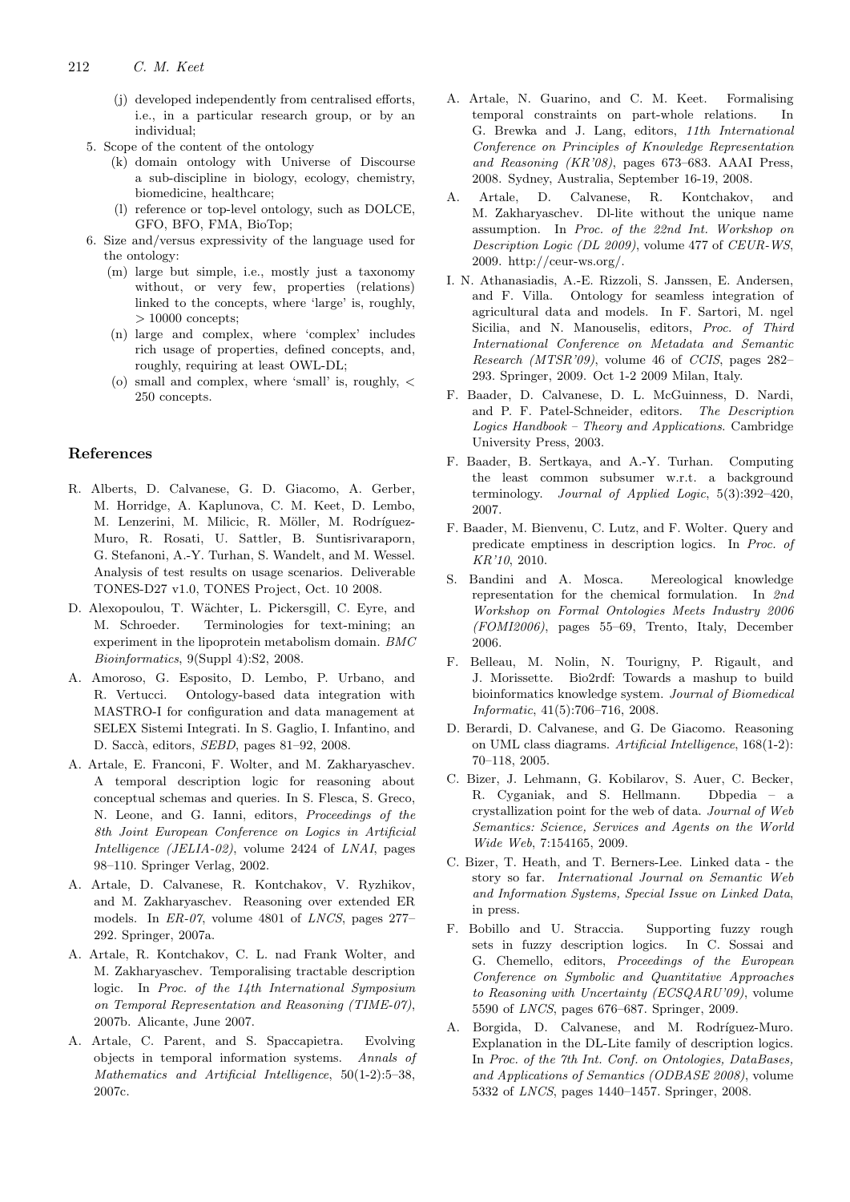(j) developed independently from centralised efforts, i.e., in a particular research group, or by an individual;

5. Scope of the content of the ontology
   (k) domain ontology with Universe of Discourse a sub-discipline in biology, ecology, chemistry, biomedicine, healthcare;
   (l) reference or top-level ontology, such as DOLCE, GFO, BFO, FMA, BioTop;
6. Size and/versus expressivity of the language used for the ontology:
   (m) large but simple, i.e., mostly just a taxonomy without, or very few, properties (relations) linked to the concepts, where 'large' is, roughly, > 10000 concepts;
   (n) large and complex, where 'complex' includes rich usage of properties, defined concepts, and, roughly, requiring at least OWL-DL;
   (o) small and complex, where 'small' is, roughly, < 250 concepts.

## References

R. Alberts, D. Calvanese, G. D. Giacomo, A. Gerber, M. Horridge, A. Kaplunova, C. M. Keet, D. Lembo, M. Lenzerini, M. Milicic, R. Möller, M. Rodríguez-Muro, R. Rosati, U. Sattler, B. Suntisrivaraporn, G. Stefanoni, A.-Y. Turhan, S. Wandelt, and M. Wessel. Analysis of test results on usage scenarios. Deliverable TONES-D27 v1.0, TONES Project, Oct. 10 2008.

D. Alexopoulou, T. Wächter, L. Pickersgill, C. Eyre, and M. Schroeder. Terminologies for text-mining; an experiment in the lipoprotein metabolism domain. *BMC Bioinformatics*, 9(Suppl 4):S2, 2008.

A. Amoroso, G. Esposito, D. Lembo, P. Urbano, and R. Vertucci. Ontology-based data integration with MASTRO-I for configuration and data management at SELEX Sistemi Integrati. In S. Gaglio, I. Infantino, and D. Saccà, editors, *SEBD*, pages 81–92, 2008.

A. Artale, E. Franconi, F. Wolter, and M. Zakharyaschev. A temporal description logic for reasoning about conceptual schemas and queries. In S. Flesca, S. Greco, N. Leone, and G. Ianni, editors, *Proceedings of the 8th Joint European Conference on Logics in Artificial Intelligence (JELIA-02)*, volume 2424 of *LNAI*, pages 98–110. Springer Verlag, 2002.

A. Artale, D. Calvanese, R. Kontchakov, V. Ryzhikov, and M. Zakharyaschev. Reasoning over extended ER models. In *ER-07*, volume 4801 of *LNCS*, pages 277–292. Springer, 2007a.

A. Artale, R. Kontchakov, C. L. nad Frank Wolter, and M. Zakharyaschev. Temporalising tractable description logic. In *Proc. of the 14th International Symposium on Temporal Representation and Reasoning (TIME-07)*, 2007b. Alicante, June 2007.

A. Artale, C. Parent, and S. Spaccapietra. Evolving objects in temporal information systems. *Annals of Mathematics and Artificial Intelligence*, 50(1-2):5–38, 2007c.

A. Artale, N. Guarino, and C. M. Keet. Formalising temporal constraints on part-whole relations. In G. Brewka and J. Lang, editors, *11th International Conference on Principles of Knowledge Representation and Reasoning (KR'08)*, pages 673–683. AAAI Press, 2008. Sydney, Australia, September 16-19, 2008.

A. Artale, D. Calvanese, R. Kontchakov, and M. Zakharyaschev. Dl-lite without the unique name assumption. In *Proc. of the 22nd Int. Workshop on Description Logic (DL 2009)*, volume 477 of *CEUR-WS*, 2009. http://ceur-ws.org/.

I. N. Athanasiadis, A.-E. Rizzoli, S. Janssen, E. Andersen, and F. Villa. Ontology for seamless integration of agricultural data and models. In F. Sartori, M. ngel Sicilia, and N. Manouselis, editors, *Proc. of Third International Conference on Metadata and Semantic Research (MTSR'09)*, volume 46 of *CCIS*, pages 282–293. Springer, 2009. Oct 1-2 2009 Milan, Italy.

F. Baader, D. Calvanese, D. L. McGuinness, D. Nardi, and P. F. Patel-Schneider, editors. *The Description Logics Handbook – Theory and Applications*. Cambridge University Press, 2003.

F. Baader, B. Sertkaya, and A.-Y. Turhan. Computing the least common subsumer w.r.t. a background terminology. *Journal of Applied Logic*, 5(3):392–420, 2007.

F. Baader, M. Bienvenu, C. Lutz, and F. Wolter. Query and predicate emptiness in description logics. In *Proc. of KR'10*, 2010.

S. Bandini and A. Mosca. Mereological knowledge representation for the chemical formulation. In *2nd Workshop on Formal Ontologies Meets Industry 2006 (FOMI2006)*, pages 55–69, Trento, Italy, December 2006.

F. Belleau, M. Nolin, N. Tourigny, P. Rigault, and J. Morissette. Bio2rdf: Towards a mashup to build bioinformatics knowledge system. *Journal of Biomedical Informatic*, 41(5):706–716, 2008.

D. Berardi, D. Calvanese, and G. De Giacomo. Reasoning on UML class diagrams. *Artificial Intelligence*, 168(1-2): 70–118, 2005.

C. Bizer, J. Lehmann, G. Kobilarov, S. Auer, C. Becker, R. Cyganiak, and S. Hellmann. Dbpedia – a crystallization point for the web of data. *Journal of Web Semantics: Science, Services and Agents on the World Wide Web*, 7:154165, 2009.

C. Bizer, T. Heath, and T. Berners-Lee. Linked data - the story so far. *International Journal on Semantic Web and Information Systems, Special Issue on Linked Data*, in press.

F. Bobillo and U. Straccia. Supporting fuzzy rough sets in fuzzy description logics. In C. Sossai and G. Chemello, editors, *Proceedings of the European Conference on Symbolic and Quantitative Approaches to Reasoning with Uncertainty (ECSQARU'09)*, volume 5590 of *LNCS*, pages 676–687. Springer, 2009.

A. Borgida, D. Calvanese, and M. Rodríguez-Muro. Explanation in the DL-Lite family of description logics. In *Proc. of the 7th Int. Conf. on Ontologies, DataBases, and Applications of Semantics (ODBASE 2008)*, volume 5332 of *LNCS*, pages 1440–1457. Springer, 2008.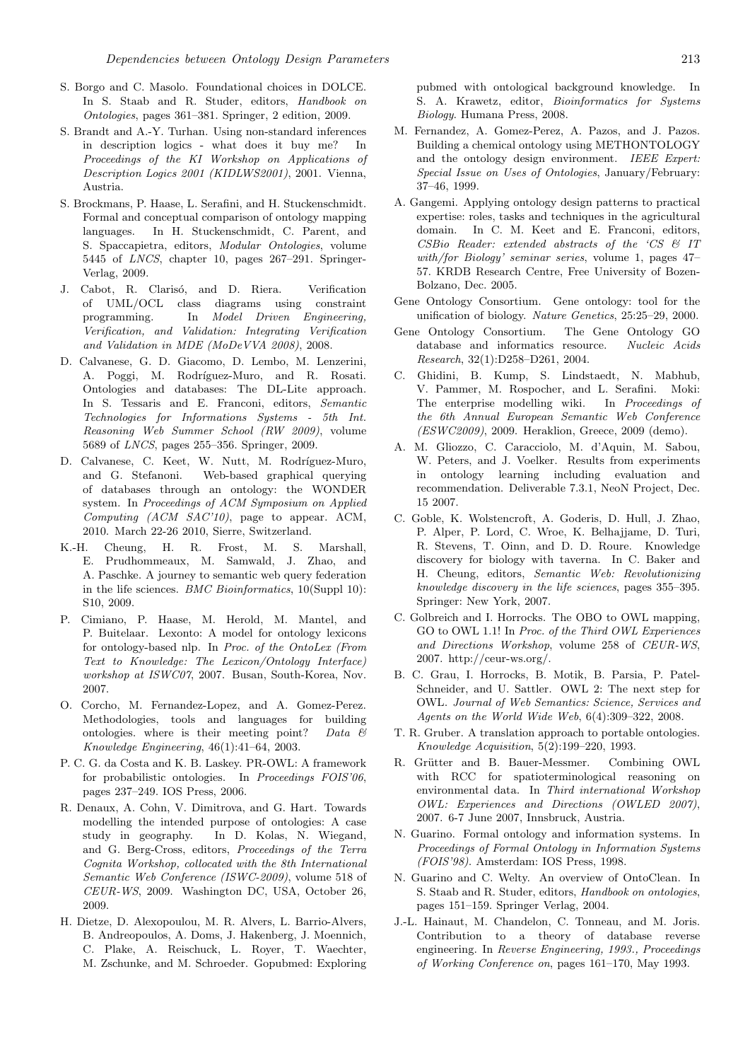S. Borgo and C. Masolo. Foundational choices in DOLCE. In S. Staab and R. Studer, editors, *Handbook on Ontologies*, pages 361–381. Springer, 2 edition, 2009.

S. Brandt and A.-Y. Turhan. Using non-standard inferences in description logics - what does it buy me? In *Proceedings of the KI Workshop on Applications of Description Logics 2001 (KIDLWS2001)*, 2001. Vienna, Austria.

S. Brockmans, P. Haase, L. Serafini, and H. Stuckenschmidt. Formal and conceptual comparison of ontology mapping languages. In H. Stuckenschmidt, C. Parent, and S. Spaccapietra, editors, *Modular Ontologies*, volume 5445 of *LNCS*, chapter 10, pages 267–291. Springer-Verlag, 2009.

J. Cabot, R. Clarisó, and D. Riera. Verification of UML/OCL class diagrams using constraint programming. In *Model Driven Engineering, Verification, and Validation: Integrating Verification and Validation in MDE (MoDeVVA 2008)*, 2008.

D. Calvanese, G. D. Giacomo, D. Lembo, M. Lenzerini, A. Poggi, M. Rodríguez-Muro, and R. Rosati. Ontologies and databases: The DL-Lite approach. In S. Tessaris and E. Franconi, editors, *Semantic Technologies for Informations Systems - 5th Int. Reasoning Web Summer School (RW 2009)*, volume 5689 of *LNCS*, pages 255–356. Springer, 2009.

D. Calvanese, C. Keet, W. Nutt, M. Rodríguez-Muro, and G. Stefanoni. Web-based graphical querying of databases through an ontology: the WONDER system. In *Proceedings of ACM Symposium on Applied Computing (ACM SAC'10)*, page to appear. ACM, 2010. March 22-26 2010, Sierre, Switzerland.

K.-H. Cheung, H. R. Frost, M. S. Marshall, E. Prudhommeaux, M. Samwald, J. Zhao, and A. Paschke. A journey to semantic web query federation in the life sciences. *BMC Bioinformatics*, 10(Suppl 10): S10, 2009.

P. Cimiano, P. Haase, M. Herold, M. Mantel, and P. Buitelaar. Lexonto: A model for ontology lexicons for ontology-based nlp. In *Proc. of the OntoLex (From Text to Knowledge: The Lexicon/Ontology Interface) workshop at ISWC07*, 2007. Busan, South-Korea, Nov. 2007.

O. Corcho, M. Fernandez-Lopez, and A. Gomez-Perez. Methodologies, tools and languages for building ontologies. where is their meeting point? *Data & Knowledge Engineering*, 46(1):41–64, 2003.

P. C. G. da Costa and K. B. Laskey. PR-OWL: A framework for probabilistic ontologies. In *Proceedings FOIS'06*, pages 237–249. IOS Press, 2006.

R. Denaux, A. Cohn, V. Dimitrova, and G. Hart. Towards modelling the intended purpose of ontologies: A case study in geography. In D. Kolas, N. Wiegand, and G. Berg-Cross, editors, *Proceedings of the Terra Cognita Workshop, collocated with the 8th International Semantic Web Conference (ISWC-2009)*, volume 518 of *CEUR-WS*, 2009. Washington DC, USA, October 26, 2009.

H. Dietze, D. Alexopoulou, M. R. Alvers, L. Barrio-Alvers, B. Andreopoulos, A. Doms, J. Hakenberg, J. Moennich, C. Plake, A. Reischuck, L. Royer, T. Waechter, M. Zschunke, and M. Schroeder. Gopubmed: Exploring pubmed with ontological background knowledge. In S. A. Krawetz, editor, *Bioinformatics for Systems Biology*. Humana Press, 2008.

M. Fernandez, A. Gomez-Perez, A. Pazos, and J. Pazos. Building a chemical ontology using METHONTOLOGY and the ontology design environment. *IEEE Expert: Special Issue on Uses of Ontologies*, January/February: 37–46, 1999.

A. Gangemi. Applying ontology design patterns to practical expertise: roles, tasks and techniques in the agricultural domain. In C. M. Keet and E. Franconi, editors, *CSBio Reader: extended abstracts of the 'CS & IT with/for Biology' seminar series*, volume 1, pages 47–57. KRDB Research Centre, Free University of Bozen-Bolzano, Dec. 2005.

Gene Ontology Consortium. Gene ontology: tool for the unification of biology. *Nature Genetics*, 25:25–29, 2000.

Gene Ontology Consortium. The Gene Ontology GO database and informatics resource. *Nucleic Acids Research*, 32(1):D258–D261, 2004.

C. Ghidini, B. Kump, S. Lindstaedt, N. Mabhub, V. Pammer, M. Rospocher, and L. Serafini. Moki: The enterprise modelling wiki. In *Proceedings of the 6th Annual European Semantic Web Conference (ESWC2009)*, 2009. Heraklion, Greece, 2009 (demo).

A. M. Gliozzo, C. Caracciolo, M. d'Aquin, M. Sabou, W. Peters, and J. Voelker. Results from experiments in ontology learning including evaluation and recommendation. Deliverable 7.3.1, NeoN Project, Dec. 15 2007.

C. Goble, K. Wolstencroft, A. Goderis, D. Hull, J. Zhao, P. Alper, P. Lord, C. Wroe, K. Belhajjame, D. Turi, R. Stevens, T. Oinn, and D. D. Roure. Knowledge discovery for biology with taverna. In C. Baker and H. Cheung, editors, *Semantic Web: Revolutionizing knowledge discovery in the life sciences*, pages 355–395. Springer: New York, 2007.

C. Golbreich and I. Horrocks. The OBO to OWL mapping, GO to OWL 1.1! In *Proc. of the Third OWL Experiences and Directions Workshop*, volume 258 of *CEUR-WS*, 2007. http://ceur-ws.org/.

B. C. Grau, I. Horrocks, B. Motik, B. Parsia, P. Patel-Schneider, and U. Sattler. OWL 2: The next step for OWL. *Journal of Web Semantics: Science, Services and Agents on the World Wide Web*, 6(4):309–322, 2008.

T. R. Gruber. A translation approach to portable ontologies. *Knowledge Acquisition*, 5(2):199–220, 1993.

R. Grütter and B. Bauer-Messmer. Combining OWL with RCC for spatioterminological reasoning on environmental data. In *Third international Workshop OWL: Experiences and Directions (OWLED 2007)*, 2007. 6-7 June 2007, Innsbruck, Austria.

N. Guarino. Formal ontology and information systems. In *Proceedings of Formal Ontology in Information Systems (FOIS'98)*. Amsterdam: IOS Press, 1998.

N. Guarino and C. Welty. An overview of OntoClean. In S. Staab and R. Studer, editors, *Handbook on ontologies*, pages 151–159. Springer Verlag, 2004.

J.-L. Hainaut, M. Chandelon, C. Tonneau, and M. Joris. Contribution to a theory of database reverse engineering. In *Reverse Engineering, 1993., Proceedings of Working Conference on*, pages 161–170, May 1993.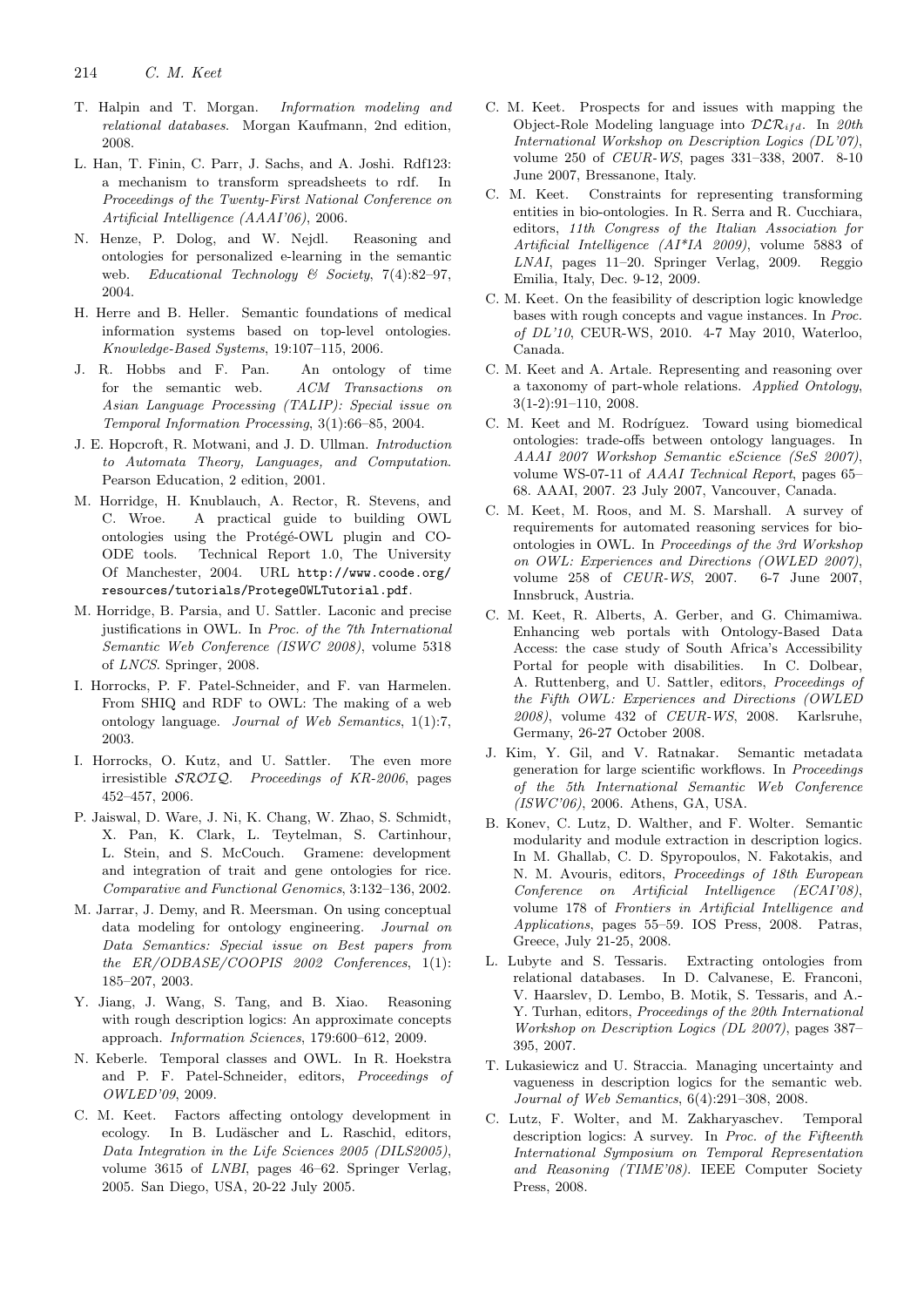T. Halpin and T. Morgan. *Information modeling and relational databases*. Morgan Kaufmann, 2nd edition, 2008.

L. Han, T. Finin, C. Parr, J. Sachs, and A. Joshi. Rdf123: a mechanism to transform spreadsheets to rdf. In *Proceedings of the Twenty-First National Conference on Artificial Intelligence (AAAI'06)*, 2006.

N. Henze, P. Dolog, and W. Nejdl. Reasoning and ontologies for personalized e-learning in the semantic web. *Educational Technology & Society*, 7(4):82–97, 2004.

H. Herre and B. Heller. Semantic foundations of medical information systems based on top-level ontologies. *Knowledge-Based Systems*, 19:107–115, 2006.

J. R. Hobbs and F. Pan. An ontology of time for the semantic web. *ACM Transactions on Asian Language Processing (TALIP): Special issue on Temporal Information Processing*, 3(1):66–85, 2004.

J. E. Hopcroft, R. Motwani, and J. D. Ullman. *Introduction to Automata Theory, Languages, and Computation*. Pearson Education, 2 edition, 2001.

M. Horridge, H. Knublauch, A. Rector, R. Stevens, and C. Wroe. A practical guide to building OWL ontologies using the Protégé-OWL plugin and CO-ODE tools. Technical Report 1.0, The University Of Manchester, 2004. URL `http://www.coode.org/resources/tutorials/ProtegeOWLTutorial.pdf`.

M. Horridge, B. Parsia, and U. Sattler. Laconic and precise justifications in OWL. In *Proc. of the 7th International Semantic Web Conference (ISWC 2008)*, volume 5318 of *LNCS*. Springer, 2008.

I. Horrocks, P. F. Patel-Schneider, and F. van Harmelen. From SHIQ and RDF to OWL: The making of a web ontology language. *Journal of Web Semantics*, 1(1):7, 2003.

I. Horrocks, O. Kutz, and U. Sattler. The even more irresistible $\mathcal{SROIQ}$. *Proceedings of KR-2006*, pages 452–457, 2006.

P. Jaiswal, D. Ware, J. Ni, K. Chang, W. Zhao, S. Schmidt, X. Pan, K. Clark, L. Teytelman, S. Cartinhour, L. Stein, and S. McCouch. Gramene: development and integration of trait and gene ontologies for rice. *Comparative and Functional Genomics*, 3:132–136, 2002.

M. Jarrar, J. Demy, and R. Meersman. On using conceptual data modeling for ontology engineering. *Journal on Data Semantics: Special issue on Best papers from the ER/ODBASE/COOPIS 2002 Conferences*, 1(1): 185–207, 2003.

Y. Jiang, J. Wang, S. Tang, and B. Xiao. Reasoning with rough description logics: An approximate concepts approach. *Information Sciences*, 179:600–612, 2009.

N. Keberle. Temporal classes and OWL. In R. Hoekstra and P. F. Patel-Schneider, editors, *Proceedings of OWLED'09*, 2009.

C. M. Keet. Factors affecting ontology development in ecology. In B. Ludäscher and L. Raschid, editors, *Data Integration in the Life Sciences 2005 (DILS2005)*, volume 3615 of *LNBI*, pages 46–62. Springer Verlag, 2005. San Diego, USA, 20-22 July 2005.

C. M. Keet. Prospects for and issues with mapping the Object-Role Modeling language into $\mathcal{DLR}_{ifd}$. In *20th International Workshop on Description Logics (DL'07)*, volume 250 of *CEUR-WS*, pages 331–338, 2007. 8-10 June 2007, Bressanone, Italy.

C. M. Keet. Constraints for representing transforming entities in bio-ontologies. In R. Serra and R. Cucchiara, editors, *11th Congress of the Italian Association for Artificial Intelligence (AI\*IA 2009)*, volume 5883 of *LNAI*, pages 11–20. Springer Verlag, 2009. Reggio Emilia, Italy, Dec. 9-12, 2009.

C. M. Keet. On the feasibility of description logic knowledge bases with rough concepts and vague instances. In *Proc. of DL'10*, CEUR-WS, 2010. 4-7 May 2010, Waterloo, Canada.

C. M. Keet and A. Artale. Representing and reasoning over a taxonomy of part-whole relations. *Applied Ontology*, 3(1-2):91–110, 2008.

C. M. Keet and M. Rodríguez. Toward using biomedical ontologies: trade-offs between ontology languages. In *AAAI 2007 Workshop Semantic eScience (SeS 2007)*, volume WS-07-11 of *AAAI Technical Report*, pages 65–68. AAAI, 2007. 23 July 2007, Vancouver, Canada.

C. M. Keet, M. Roos, and M. S. Marshall. A survey of requirements for automated reasoning services for bio-ontologies in OWL. In *Proceedings of the 3rd Workshop on OWL: Experiences and Directions (OWLED 2007)*, volume 258 of *CEUR-WS*, 2007. 6-7 June 2007, Innsbruck, Austria.

C. M. Keet, R. Alberts, A. Gerber, and G. Chimamiwa. Enhancing web portals with Ontology-Based Data Access: the case study of South Africa's Accessibility Portal for people with disabilities. In C. Dolbear, A. Ruttenberg, and U. Sattler, editors, *Proceedings of the Fifth OWL: Experiences and Directions (OWLED 2008)*, volume 432 of *CEUR-WS*, 2008. Karlsruhe, Germany, 26-27 October 2008.

J. Kim, Y. Gil, and V. Ratnakar. Semantic metadata generation for large scientific workflows. In *Proceedings of the 5th International Semantic Web Conference (ISWC'06)*, 2006. Athens, GA, USA.

B. Konev, C. Lutz, D. Walther, and F. Wolter. Semantic modularity and module extraction in description logics. In M. Ghallab, C. D. Spyropoulos, N. Fakotakis, and N. M. Avouris, editors, *Proceedings of 18th European Conference on Artificial Intelligence (ECAI'08)*, volume 178 of *Frontiers in Artificial Intelligence and Applications*, pages 55–59. IOS Press, 2008. Patras, Greece, July 21-25, 2008.

L. Lubyte and S. Tessaris. Extracting ontologies from relational databases. In D. Calvanese, E. Franconi, V. Haarslev, D. Lembo, B. Motik, S. Tessaris, and A.-Y. Turhan, editors, *Proceedings of the 20th International Workshop on Description Logics (DL 2007)*, pages 387–395, 2007.

T. Lukasiewicz and U. Straccia. Managing uncertainty and vagueness in description logics for the semantic web. *Journal of Web Semantics*, 6(4):291–308, 2008.

C. Lutz, F. Wolter, and M. Zakharyaschev. Temporal description logics: A survey. In *Proc. of the Fifteenth International Symposium on Temporal Representation and Reasoning (TIME'08)*. IEEE Computer Society Press, 2008.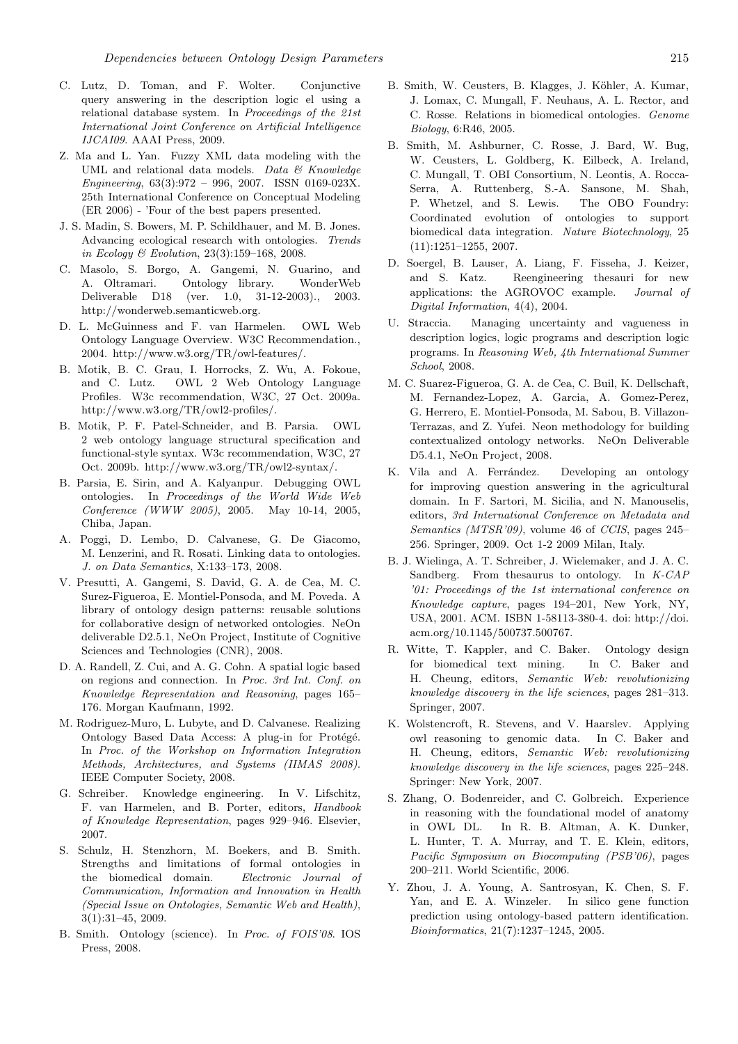C. Lutz, D. Toman, and F. Wolter. Conjunctive query answering in the description logic el using a relational database system. In *Proceedings of the 21st International Joint Conference on Artificial Intelligence IJCAI09*. AAAI Press, 2009.

Z. Ma and L. Yan. Fuzzy XML data modeling with the UML and relational data models. *Data & Knowledge Engineering*, 63(3):972 – 996, 2007. ISSN 0169-023X. 25th International Conference on Conceptual Modeling (ER 2006) - 'Four of the best papers presented.

J. S. Madin, S. Bowers, M. P. Schildhauer, and M. B. Jones. Advancing ecological research with ontologies. *Trends in Ecology & Evolution*, 23(3):159–168, 2008.

C. Masolo, S. Borgo, A. Gangemi, N. Guarino, and A. Oltramari. Ontology library. WonderWeb Deliverable D18 (ver. 1.0, 31-12-2003)., 2003. http://wonderweb.semanticweb.org.

D. L. McGuinness and F. van Harmelen. OWL Web Ontology Language Overview. W3C Recommendation., 2004. http://www.w3.org/TR/owl-features/.

B. Motik, B. C. Grau, I. Horrocks, Z. Wu, A. Fokoue, and C. Lutz. OWL 2 Web Ontology Language Profiles. W3c recommendation, W3C, 27 Oct. 2009a. http://www.w3.org/TR/owl2-profiles/.

B. Motik, P. F. Patel-Schneider, and B. Parsia. OWL 2 web ontology language structural specification and functional-style syntax. W3c recommendation, W3C, 27 Oct. 2009b. http://www.w3.org/TR/owl2-syntax/.

B. Parsia, E. Sirin, and A. Kalyanpur. Debugging OWL ontologies. In *Proceedings of the World Wide Web Conference (WWW 2005)*, 2005. May 10-14, 2005, Chiba, Japan.

A. Poggi, D. Lembo, D. Calvanese, G. De Giacomo, M. Lenzerini, and R. Rosati. Linking data to ontologies. *J. on Data Semantics*, X:133–173, 2008.

V. Presutti, A. Gangemi, S. David, G. A. de Cea, M. C. Surez-Figueroa, E. Montiel-Ponsoda, and M. Poveda. A library of ontology design patterns: reusable solutions for collaborative design of networked ontologies. NeOn deliverable D2.5.1, NeOn Project, Institute of Cognitive Sciences and Technologies (CNR), 2008.

D. A. Randell, Z. Cui, and A. G. Cohn. A spatial logic based on regions and connection. In *Proc. 3rd Int. Conf. on Knowledge Representation and Reasoning*, pages 165–176. Morgan Kaufmann, 1992.

M. Rodriguez-Muro, L. Lubyte, and D. Calvanese. Realizing Ontology Based Data Access: A plug-in for Protégé. In *Proc. of the Workshop on Information Integration Methods, Architectures, and Systems (IIMAS 2008)*. IEEE Computer Society, 2008.

G. Schreiber. Knowledge engineering. In V. Lifschitz, F. van Harmelen, and B. Porter, editors, *Handbook of Knowledge Representation*, pages 929–946. Elsevier, 2007.

S. Schulz, H. Stenzhorn, M. Boekers, and B. Smith. Strengths and limitations of formal ontologies in the biomedical domain. *Electronic Journal of Communication, Information and Innovation in Health (Special Issue on Ontologies, Semantic Web and Health)*, 3(1):31–45, 2009.

B. Smith. Ontology (science). In *Proc. of FOIS'08*. IOS Press, 2008.

B. Smith, W. Ceusters, B. Klagges, J. Köhler, A. Kumar, J. Lomax, C. Mungall, F. Neuhaus, A. L. Rector, and C. Rosse. Relations in biomedical ontologies. *Genome Biology*, 6:R46, 2005.

B. Smith, M. Ashburner, C. Rosse, J. Bard, W. Bug, W. Ceusters, L. Goldberg, K. Eilbeck, A. Ireland, C. Mungall, T. OBI Consortium, N. Leontis, A. Rocca-Serra, A. Ruttenberg, S.-A. Sansone, M. Shah, P. Whetzel, and S. Lewis. The OBO Foundry: Coordinated evolution of ontologies to support biomedical data integration. *Nature Biotechnology*, 25 (11):1251–1255, 2007.

D. Soergel, B. Lauser, A. Liang, F. Fisseha, J. Keizer, and S. Katz. Reengineering thesauri for new applications: the AGROVOC example. *Journal of Digital Information*, 4(4), 2004.

U. Straccia. Managing uncertainty and vagueness in description logics, logic programs and description logic programs. In *Reasoning Web, 4th International Summer School*, 2008.

M. C. Suarez-Figueroa, G. A. de Cea, C. Buil, K. Dellschaft, M. Fernandez-Lopez, A. Garcia, A. Gomez-Perez, G. Herrero, E. Montiel-Ponsoda, M. Sabou, B. Villazon-Terrazas, and Z. Yufei. Neon methodology for building contextualized ontology networks. NeOn Deliverable D5.4.1, NeOn Project, 2008.

K. Vila and A. Ferrández. Developing an ontology for improving question answering in the agricultural domain. In F. Sartori, M. Sicilia, and N. Manouselis, editors, *3rd International Conference on Metadata and Semantics (MTSR'09)*, volume 46 of *CCIS*, pages 245–256. Springer, 2009. Oct 1-2 2009 Milan, Italy.

B. J. Wielinga, A. T. Schreiber, J. Wielemaker, and J. A. C. Sandberg. From thesaurus to ontology. In *K-CAP '01: Proceedings of the 1st international conference on Knowledge capture*, pages 194–201, New York, NY, USA, 2001. ACM. ISBN 1-58113-380-4. doi: http://doi.acm.org/10.1145/500737.500767.

R. Witte, T. Kappler, and C. Baker. Ontology design for biomedical text mining. In C. Baker and H. Cheung, editors, *Semantic Web: revolutionizing knowledge discovery in the life sciences*, pages 281–313. Springer, 2007.

K. Wolstencroft, R. Stevens, and V. Haarslev. Applying owl reasoning to genomic data. In C. Baker and H. Cheung, editors, *Semantic Web: revolutionizing knowledge discovery in the life sciences*, pages 225–248. Springer: New York, 2007.

S. Zhang, O. Bodenreider, and C. Golbreich. Experience in reasoning with the foundational model of anatomy in OWL DL. In R. B. Altman, A. K. Dunker, L. Hunter, T. A. Murray, and T. E. Klein, editors, *Pacific Symposium on Biocomputing (PSB'06)*, pages 200–211. World Scientific, 2006.

Y. Zhou, J. A. Young, A. Santrosyan, K. Chen, S. F. Yan, and E. A. Winzeler. In silico gene function prediction using ontology-based pattern identification. *Bioinformatics*, 21(7):1237–1245, 2005.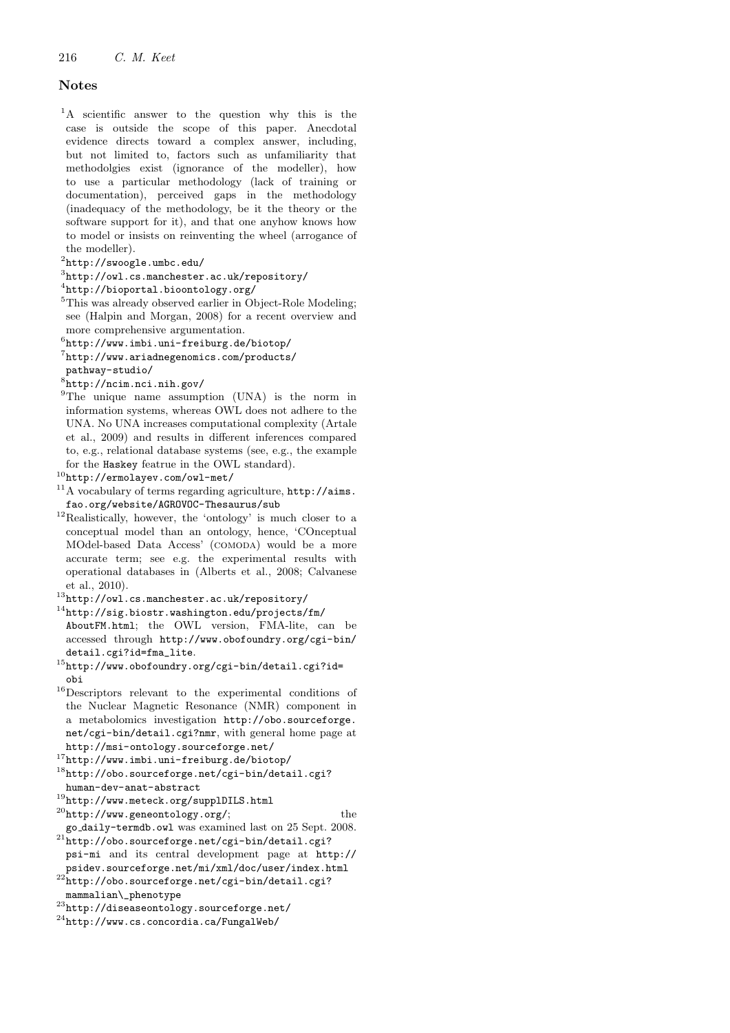## Notes

[1] A scientific answer to the question why this is the case is outside the scope of this paper. Anecdotal evidence directs toward a complex answer, including, but not limited to, factors such as unfamiliarity that methodolgies exist (ignorance of the modeller), how to use a particular methodology (lack of training or documentation), perceived gaps in the methodology (inadequacy of the methodology, be it the theory or the software support for it), and that one anyhow knows how to model or insists on reinventing the wheel (arrogance of the modeller).

[2] `http://swoogle.umbc.edu/`

[3] `http://owl.cs.manchester.ac.uk/repository/`

[4] `http://bioportal.bioontology.org/`

[5] This was already observed earlier in Object-Role Modeling; see (Halpin and Morgan, 2008) for a recent overview and more comprehensive argumentation.

[6] `http://www.imbi.uni-freiburg.de/biotop/`

[7] `http://www.ariadnegenomics.com/products/pathway-studio/`

[8] `http://ncim.nci.nih.gov/`

[9] The unique name assumption (UNA) is the norm in information systems, whereas OWL does not adhere to the UNA. No UNA increases computational complexity (Artale et al., 2009) and results in different inferences compared to, e.g., relational database systems (see, e.g., the example for the `Haskey` featrue in the OWL standard).

[10] `http://ermolayev.com/owl-met/`

[11] A vocabulary of terms regarding agriculture, `http://aims.fao.org/website/AGROVOC-Thesaurus/sub`

[12] Realistically, however, the 'ontology' is much closer to a conceptual model than an ontology, hence, 'COnceptual MOdel-based Data Access' (COMODA) would be a more accurate term; see e.g. the experimental results with operational databases in (Alberts et al., 2008; Calvanese et al., 2010).

[13] `http://owl.cs.manchester.ac.uk/repository/`

[14] `http://sig.biostr.washington.edu/projects/fm/AboutFM.html`; the OWL version, FMA-lite, can be accessed through `http://www.obofoundry.org/cgi-bin/detail.cgi?id=fma_lite`.

[15] `http://www.obofoundry.org/cgi-bin/detail.cgi?id=obi`

[16] Descriptors relevant to the experimental conditions of the Nuclear Magnetic Resonance (NMR) component in a metabolomics investigation `http://obo.sourceforge.net/cgi-bin/detail.cgi?nmr`, with general home page at `http://msi-ontology.sourceforge.net/`

[17] `http://www.imbi.uni-freiburg.de/biotop/`

[18] `http://obo.sourceforge.net/cgi-bin/detail.cgi?human-dev-anat-abstract`

[19] `http://www.meteck.org/supplDILS.html`

[20] `http://www.geneontology.org/`; the `go_daily-termdb.owl` was examined last on 25 Sept. 2008.

[21] `http://obo.sourceforge.net/cgi-bin/detail.cgi?psi-mi` and its central development page at `http://psidev.sourceforge.net/mi/xml/doc/user/index.html`

[22] `http://obo.sourceforge.net/cgi-bin/detail.cgi?mammalian\_phenotype`

[23] `http://diseaseontology.sourceforge.net/`

[24] `http://www.cs.concordia.ca/FungalWeb/`